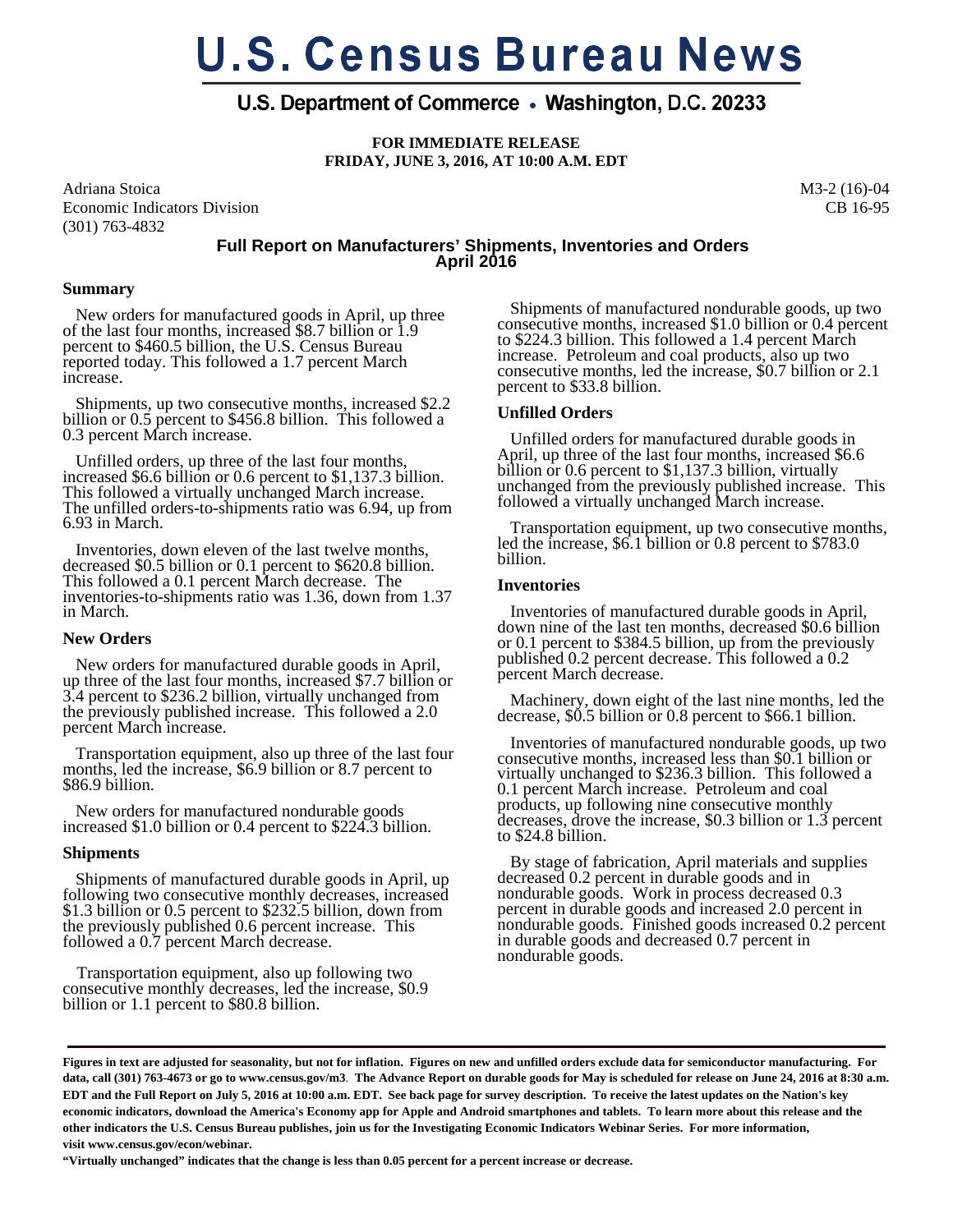# U.S. Census Bureau News

## U.S. Department of Commerce • Washington, D.C. 20233

**FOR IMMEDIATE RELEASE**
**FRIDAY, JUNE 3, 2016, AT 10:00 A.M. EDT**

Adriana Stoica
Economic Indicators Division
(301) 763-4832

M3-2 (16)-04
CB 16-95

## Full Report on Manufacturers' Shipments, Inventories and Orders April 2016

### Summary

New orders for manufactured goods in April, up three of the last four months, increased $8.7 billion or 1.9 percent to $460.5 billion, the U.S. Census Bureau reported today. This followed a 1.7 percent March increase.

Shipments, up two consecutive months, increased $2.2 billion or 0.5 percent to $456.8 billion. This followed a 0.3 percent March increase.

Unfilled orders, up three of the last four months, increased $6.6 billion or 0.6 percent to $1,137.3 billion. This followed a virtually unchanged March increase. The unfilled orders-to-shipments ratio was 6.94, up from 6.93 in March.

Inventories, down eleven of the last twelve months, decreased $0.5 billion or 0.1 percent to $620.8 billion. This followed a 0.1 percent March decrease. The inventories-to-shipments ratio was 1.36, down from 1.37 in March.

### New Orders

New orders for manufactured durable goods in April, up three of the last four months, increased $7.7 billion or 3.4 percent to $236.2 billion, virtually unchanged from the previously published increase. This followed a 2.0 percent March increase.

Transportation equipment, also up three of the last four months, led the increase, $6.9 billion or 8.7 percent to $86.9 billion.

New orders for manufactured nondurable goods increased $1.0 billion or 0.4 percent to $224.3 billion.

### Shipments

Shipments of manufactured durable goods in April, up following two consecutive monthly decreases, increased $1.3 billion or 0.5 percent to $232.5 billion, down from the previously published 0.6 percent increase. This followed a 0.7 percent March decrease.

Transportation equipment, also up following two consecutive monthly decreases, led the increase, $0.9 billion or 1.1 percent to $80.8 billion.

Shipments of manufactured nondurable goods, up two consecutive months, increased $1.0 billion or 0.4 percent to $224.3 billion. This followed a 1.4 percent March increase. Petroleum and coal products, also up two consecutive months, led the increase, $0.7 billion or 2.1 percent to $33.8 billion.

### Unfilled Orders

Unfilled orders for manufactured durable goods in April, up three of the last four months, increased $6.6 billion or 0.6 percent to $1,137.3 billion, virtually unchanged from the previously published increase. This followed a virtually unchanged March increase.

Transportation equipment, up two consecutive months, led the increase, $6.1 billion or 0.8 percent to $783.0 billion.

### Inventories

Inventories of manufactured durable goods in April, down nine of the last ten months, decreased $0.6 billion or 0.1 percent to $384.5 billion, up from the previously published 0.2 percent decrease. This followed a 0.2 percent March decrease.

Machinery, down eight of the last nine months, led the decrease, $0.5 billion or 0.8 percent to $66.1 billion.

Inventories of manufactured nondurable goods, up two consecutive months, increased less than $0.1 billion or virtually unchanged to $236.3 billion. This followed a 0.1 percent March increase. Petroleum and coal products, up following nine consecutive monthly decreases, drove the increase, $0.3 billion or 1.3 percent to $24.8 billion.

By stage of fabrication, April materials and supplies decreased 0.2 percent in durable goods and in nondurable goods. Work in process decreased 0.3 percent in durable goods and increased 2.0 percent in nondurable goods. Finished goods increased 0.2 percent in durable goods and decreased 0.7 percent in nondurable goods.

---

**Figures in text are adjusted for seasonality, but not for inflation. Figures on new and unfilled orders exclude data for semiconductor manufacturing. For data, call (301) 763-4673 or go to www.census.gov/m3. The Advance Report on durable goods for May is scheduled for release on June 24, 2016 at 8:30 a.m. EDT and the Full Report on July 5, 2016 at 10:00 a.m. EDT. See back page for survey description. To receive the latest updates on the Nation's key economic indicators, download the America's Economy app for Apple and Android smartphones and tablets. To learn more about this release and the other indicators the U.S. Census Bureau publishes, join us for the Investigating Economic Indicators Webinar Series. For more information, visit www.census.gov/econ/webinar.**

**"Virtually unchanged" indicates that the change is less than 0.05 percent for a percent increase or decrease.**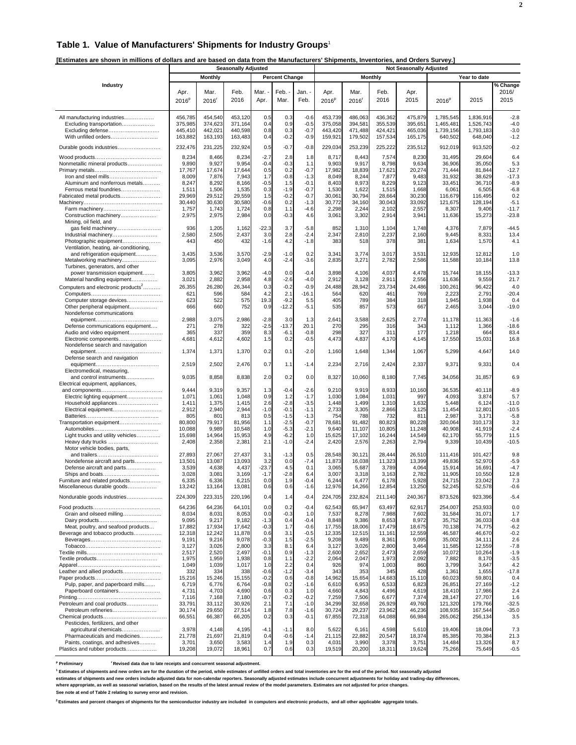## Table 1. Value of Manufacturers' Shipments for Industry Groups[1]

**[Estimates are shown in millions of dollars and are based on data from the Manufacturers' Shipments, Inventories, and Orders Survey.]**

| Industry | Seasonally Adjusted | | | | | | Not Seasonally Adjusted | | | | | | |
|---|---|---|---|---|---|---|---|---|---|---|---|---|---|
| | Monthly | | | Percent Change | | | Monthly | | | | Year to date | | |
| | Apr. 2016[p] | Mar. 2016[r] | Feb. 2016 | Mar. - Apr. | Feb. - Mar. | Jan. - Feb. | Apr. 2016[p] | Mar. 2016[r] | Feb. 2016 | Apr. 2015 | 2016[p] | 2015 | % Change 2016/ 2015 |
| All manufacturing industries | 456,785 | 454,540 | 453,120 | 0.5 | 0.3 | -0.6 | 453,739 | 486,063 | 436,362 | 475,879 | 1,785,545 | 1,836,916 | -2.8 |
| Excluding transportation | 375,985 | 374,623 | 371,164 | 0.4 | 0.9 | -0.5 | 375,058 | 394,581 | 355,539 | 395,651 | 1,465,481 | 1,526,743 | -4.0 |
| Excluding defense | 445,410 | 442,021 | 440,598 | 0.8 | 0.3 | -0.7 | 443,420 | 471,488 | 424,421 | 465,036 | 1,739,156 | 1,793,183 | -3.0 |
| With unfilled orders | 163,882 | 163,193 | 163,483 | 0.4 | -0.2 | -0.9 | 159,921 | 179,502 | 157,534 | 165,175 | 640,502 | 648,040 | -1.2 |
| Durable goods industries | 232,476 | 231,225 | 232,924 | 0.5 | -0.7 | -0.8 | 229,034 | 253,239 | 225,222 | 235,512 | 912,019 | 913,520 | -0.2 |
| Wood products | 8,234 | 8,466 | 8,234 | -2.7 | 2.8 | 1.8 | 8,717 | 8,443 | 7,574 | 8,230 | 31,495 | 29,604 | 6.4 |
| Nonmetallic mineral products | 9,890 | 9,927 | 9,954 | -0.4 | -0.3 | 1.1 | 9,903 | 9,917 | 8,798 | 9,634 | 36,906 | 35,050 | 5.3 |
| Primary metals | 17,767 | 17,674 | 17,644 | 0.5 | 0.2 | -0.7 | 17,982 | 18,839 | 17,621 | 20,274 | 71,444 | 81,844 | -12.7 |
| Iron and steel mills | 8,009 | 7,876 | 7,943 | 1.7 | -0.8 | -1.3 | 8,049 | 8,244 | 7,877 | 9,483 | 31,932 | 38,629 | -17.3 |
| Aluminum and nonferrous metals | 8,247 | 8,292 | 8,166 | -0.5 | 1.5 | -0.1 | 8,403 | 8,973 | 8,229 | 9,123 | 33,451 | 36,710 | -8.9 |
| Ferrous metal foundries | 1,511 | 1,506 | 1,535 | 0.3 | -1.9 | -0.7 | 1,530 | 1,622 | 1,515 | 1,668 | 6,061 | 6,505 | -6.8 |
| Fabricated metal products | 29,969 | 29,512 | 29,559 | 1.5 | -0.2 | -0.7 | 30,061 | 30,794 | 28,664 | 30,230 | 116,679 | 116,495 | 0.2 |
| Machinery | 30,440 | 30,630 | 30,580 | -0.6 | 0.2 | -1.3 | 30,772 | 34,160 | 30,043 | 33,092 | 121,675 | 128,194 | -5.1 |
| Farm machinery | 1,757 | 1,743 | 1,724 | 0.8 | 1.1 | -4.6 | 2,298 | 2,244 | 2,102 | 2,557 | 8,307 | 9,406 | -11.7 |
| Construction machinery | 2,975 | 2,975 | 2,984 | 0.0 | -0.3 | 4.6 | 3,061 | 3,302 | 2,914 | 3,941 | 11,636 | 15,273 | -23.8 |
| Mining, oil field, and gas field machinery | 936 | 1,205 | 1,162 | -22.3 | 3.7 | -5.8 | 852 | 1,310 | 1,104 | 1,748 | 4,376 | 7,879 | -44.5 |
| Industrial machinery | 2,580 | 2,505 | 2,437 | 3.0 | 2.8 | -2.4 | 2,347 | 2,810 | 2,237 | 2,160 | 9,445 | 8,331 | 13.4 |
| Photographic equipment | 443 | 450 | 432 | -1.6 | 4.2 | -1.8 | 383 | 518 | 378 | 381 | 1,634 | 1,570 | 4.1 |
| Ventilation, heating, air-conditioning, and refrigeration equipment | 3,435 | 3,536 | 3,570 | -2.9 | -1.0 | 0.2 | 3,341 | 3,774 | 3,017 | 3,531 | 12,935 | 12,812 | 1.0 |
| Metalworking machinery | 3,095 | 2,976 | 3,049 | 4.0 | -2.4 | -3.6 | 2,835 | 3,271 | 2,782 | 2,586 | 11,588 | 10,184 | 13.8 |
| Turbines, generators, and other power transmission equipment | 3,805 | 3,962 | 3,962 | -4.0 | 0.0 | -0.4 | 3,898 | 4,106 | 4,037 | 4,478 | 15,744 | 18,155 | -13.3 |
| Material handling equipment | 3,021 | 2,882 | 2,958 | 4.8 | -2.6 | -4.0 | 2,912 | 3,128 | 2,911 | 2,556 | 11,636 | 9,559 | 21.7 |
| Computers and electronic products[2] | 26,355 | 26,280 | 26,344 | 0.3 | -0.2 | -0.9 | 24,488 | 28,942 | 23,734 | 24,486 | 100,261 | 96,422 | 4.0 |
| Computers | 621 | 596 | 584 | 4.2 | 2.1 | -16.1 | 564 | 620 | 461 | 769 | 2,223 | 2,791 | -20.4 |
| Computer storage devices | 623 | 522 | 575 | 19.3 | -9.2 | 5.5 | 405 | 789 | 384 | 318 | 1,945 | 1,938 | 0.4 |
| Other peripheral equipment | 666 | 660 | 752 | 0.9 | -12.2 | -5.1 | 535 | 857 | 573 | 667 | 2,465 | 3,044 | -19.0 |
| Nondefense communications equipment | 2,988 | 3,075 | 2,986 | -2.8 | 3.0 | 1.3 | 2,641 | 3,588 | 2,625 | 2,774 | 11,178 | 11,363 | -1.6 |
| Defense communications equipment | 271 | 278 | 322 | -2.5 | -13.7 | 20.1 | 270 | 295 | 316 | 343 | 1,112 | 1,366 | -18.6 |
| Audio and video equipment | 365 | 337 | 359 | 8.3 | -6.1 | -0.8 | 298 | 327 | 311 | 177 | 1,218 | 664 | 83.4 |
| Electronic components | 4,681 | 4,612 | 4,602 | 1.5 | 0.2 | -0.5 | 4,473 | 4,837 | 4,170 | 4,145 | 17,550 | 15,031 | 16.8 |
| Nondefense search and navigation equipment | 1,374 | 1,371 | 1,370 | 0.2 | 0.1 | -2.0 | 1,160 | 1,648 | 1,344 | 1,067 | 5,299 | 4,647 | 14.0 |
| Defense search and navigation equipment | 2,519 | 2,502 | 2,476 | 0.7 | 1.1 | -1.4 | 2,234 | 2,716 | 2,424 | 2,337 | 9,371 | 9,331 | 0.4 |
| Electromedical, measuring, and control instruments | 9,035 | 8,858 | 8,838 | 2.0 | 0.2 | 0.0 | 8,327 | 10,060 | 8,180 | 7,745 | 34,056 | 31,857 | 6.9 |
| Electrical equipment, appliances, and components | 9,444 | 9,319 | 9,357 | 1.3 | -0.4 | -2.6 | 9,210 | 9,919 | 8,933 | 10,160 | 36,535 | 40,118 | -8.9 |
| Electric lighting equipment | 1,071 | 1,061 | 1,048 | 0.9 | 1.2 | -1.7 | 1,030 | 1,084 | 1,031 | 997 | 4,093 | 3,874 | 5.7 |
| Household appliances | 1,411 | 1,375 | 1,415 | 2.6 | -2.8 | -3.5 | 1,448 | 1,499 | 1,310 | 1,632 | 5,448 | 6,124 | -11.0 |
| Electrical equipment | 2,912 | 2,940 | 2,944 | -1.0 | -0.1 | -1.1 | 2,733 | 3,305 | 2,866 | 3,125 | 11,454 | 12,801 | -10.5 |
| Batteries | 805 | 801 | 813 | 0.5 | -1.5 | -1.3 | 754 | 788 | 732 | 811 | 2,987 | 3,171 | -5.8 |
| Transportation equipment | 80,800 | 79,917 | 81,956 | 1.1 | -2.5 | -0.7 | 78,681 | 91,482 | 80,823 | 80,228 | 320,064 | 310,173 | 3.2 |
| Automobiles | 10,088 | 9,989 | 10,548 | 1.0 | -5.3 | -2.1 | 9,640 | 11,107 | 10,805 | 11,248 | 40,908 | 41,919 | -2.4 |
| Light trucks and utility vehicles | 15,698 | 14,964 | 15,953 | 4.9 | -6.2 | 1.0 | 15,625 | 17,102 | 16,244 | 14,549 | 62,170 | 55,779 | 11.5 |
| Heavy duty trucks | 2,408 | 2,358 | 2,381 | 2.1 | -1.0 | -2.4 | 2,420 | 2,576 | 2,263 | 2,794 | 9,339 | 10,439 | -10.5 |
| Motor vehicle bodies, parts, and trailers | 27,893 | 27,067 | 27,437 | 3.1 | -1.3 | 0.5 | 28,548 | 30,121 | 28,444 | 26,510 | 111,416 | 101,427 | 9.8 |
| Nondefense aircraft and parts | 13,501 | 13,087 | 13,093 | 3.2 | 0.0 | -7.4 | 11,873 | 16,038 | 11,323 | 13,399 | 49,836 | 52,970 | -5.9 |
| Defense aircraft and parts | 3,539 | 4,638 | 4,437 | -23.7 | 4.5 | 0.1 | 3,065 | 5,687 | 3,789 | 4,064 | 15,914 | 16,691 | -4.7 |
| Ships and boats | 3,028 | 3,081 | 3,169 | -1.7 | -2.8 | 6.4 | 3,007 | 3,318 | 3,163 | 2,782 | 11,905 | 10,550 | 12.8 |
| Furniture and related products | 6,335 | 6,336 | 6,215 | 0.0 | 1.9 | -0.4 | 6,244 | 6,477 | 6,178 | 5,928 | 24,715 | 23,042 | 7.3 |
| Miscellaneous durable goods | 13,242 | 13,164 | 13,081 | 0.6 | 0.6 | -1.6 | 12,976 | 14,266 | 12,854 | 13,250 | 52,245 | 52,578 | -0.6 |
| Nondurable goods industries | 224,309 | 223,315 | 220,196 | 0.4 | 1.4 | -0.4 | 224,705 | 232,824 | 211,140 | 240,367 | 873,526 | 923,396 | -5.4 |
| Food products | 64,236 | 64,236 | 64,101 | 0.0 | 0.2 | -0.4 | 62,543 | 65,947 | 63,497 | 62,917 | 254,007 | 253,933 | 0.0 |
| Grain and oilseed milling | 8,034 | 8,031 | 8,053 | 0.0 | -0.3 | 1.0 | 7,537 | 8,278 | 7,988 | 7,602 | 31,584 | 31,071 | 1.7 |
| Dairy products | 9,095 | 9,217 | 9,182 | -1.3 | 0.4 | -0.4 | 8,848 | 9,386 | 8,653 | 8,972 | 35,752 | 36,033 | -0.8 |
| Meat, poultry, and seafood products | 17,882 | 17,934 | 17,642 | -0.3 | 1.7 | -0.6 | 17,755 | 18,006 | 17,479 | 18,675 | 70,138 | 74,775 | -6.2 |
| Beverage and tobacco products | 12,318 | 12,242 | 11,878 | 0.6 | 3.1 | -0.5 | 12,335 | 12,515 | 11,161 | 12,559 | 46,587 | 46,670 | -0.2 |
| Beverages | 9,191 | 9,216 | 9,078 | -0.3 | 1.5 | -2.5 | 9,208 | 9,489 | 8,361 | 9,095 | 35,002 | 34,111 | 2.6 |
| Tobacco | 3,127 | 3,026 | 2,800 | 3.3 | 8.1 | 6.4 | 3,127 | 3,026 | 2,800 | 3,464 | 11,585 | 12,559 | -7.8 |
| Textile mills | 2,517 | 2,520 | 2,497 | -0.1 | 0.9 | -1.3 | 2,600 | 2,652 | 2,473 | 2,659 | 10,072 | 10,264 | -1.9 |
| Textile products | 1,975 | 1,959 | 1,938 | 0.8 | 1.1 | -2.2 | 2,064 | 2,047 | 1,973 | 2,092 | 7,882 | 8,170 | -3.5 |
| Apparel | 1,049 | 1,039 | 1,017 | 1.0 | 2.2 | 0.4 | 926 | 974 | 1,003 | 860 | 3,799 | 3,647 | 4.2 |
| Leather and allied products | 332 | 334 | 338 | -0.6 | -1.2 | -3.4 | 343 | 353 | 345 | 428 | 1,361 | 1,655 | -17.8 |
| Paper products | 15,216 | 15,246 | 15,155 | -0.2 | 0.6 | -0.8 | 14,962 | 15,654 | 14,683 | 15,110 | 60,023 | 59,801 | 0.4 |
| Pulp, paper, and paperboard mills | 6,719 | 6,776 | 6,764 | -0.8 | 0.2 | -1.6 | 6,610 | 6,953 | 6,533 | 6,823 | 26,851 | 27,169 | -1.2 |
| Paperboard containers | 4,731 | 4,703 | 4,690 | 0.6 | 0.3 | 1.0 | 4,660 | 4,843 | 4,496 | 4,619 | 18,410 | 17,986 | 2.4 |
| Printing | 7,116 | 7,168 | 7,180 | -0.7 | -0.2 | -0.2 | 7,259 | 7,506 | 6,677 | 7,374 | 28,147 | 27,707 | 1.6 |
| Petroleum and coal products | 33,791 | 33,112 | 30,926 | 2.1 | 7.1 | -1.0 | 34,299 | 32,658 | 26,929 | 49,760 | 121,320 | 179,766 | -32.5 |
| Petroleum refineries | 30,174 | 29,650 | 27,514 | 1.8 | 7.8 | -1.6 | 30,724 | 29,237 | 23,962 | 46,236 | 108,935 | 167,544 | -35.0 |
| Chemical products | 66,551 | 66,387 | 66,205 | 0.2 | 0.3 | -0.1 | 67,855 | 72,318 | 64,088 | 66,984 | 265,062 | 256,134 | 3.5 |
| Pesticides, fertilizers, and other agricultural chemicals | 3,978 | 4,148 | 4,195 | -4.1 | -1.1 | 8.0 | 5,622 | 6,161 | 4,598 | 5,610 | 19,406 | 18,094 | 7.3 |
| Pharmaceuticals and medicines | 21,778 | 21,697 | 21,819 | 0.4 | -0.6 | -1.4 | 21,115 | 22,882 | 20,547 | 18,374 | 85,385 | 70,384 | 21.3 |
| Paints, coatings, and adhesives | 3,701 | 3,650 | 3,583 | 1.4 | 1.9 | 0.3 | 4,031 | 3,990 | 3,378 | 3,751 | 14,484 | 13,326 | 8.7 |
| Plastics and rubber products | 19,208 | 19,072 | 18,961 | 0.7 | 0.6 | 0.3 | 19,519 | 20,200 | 18,311 | 19,624 | 75,266 | 75,649 | -0.5 |

[p] Preliminary    [r] Revised data due to late receipts and concurrent seasonal adjustment.

[1] Estimates of shipments and new orders are for the duration of the period, while estimates of unfilled orders and total inventories are for the end of the period. Not seasonally adjusted estimates of shipments and new orders include adjusted data for non-calendar reporters. Seasonally adjusted estimates include concurrent adjustments for holiday and trading-day differences, where appropriate, as well as seasonal variation, based on the results of the latest annual review of the model parameters. Estimates are not adjusted for price changes.

See note at end of Table 2 relating to survey error and revision.

[2] Estimates and percent changes of shipments for the semiconductor industry are included in computers and electronic products, and all other applicable aggregate totals.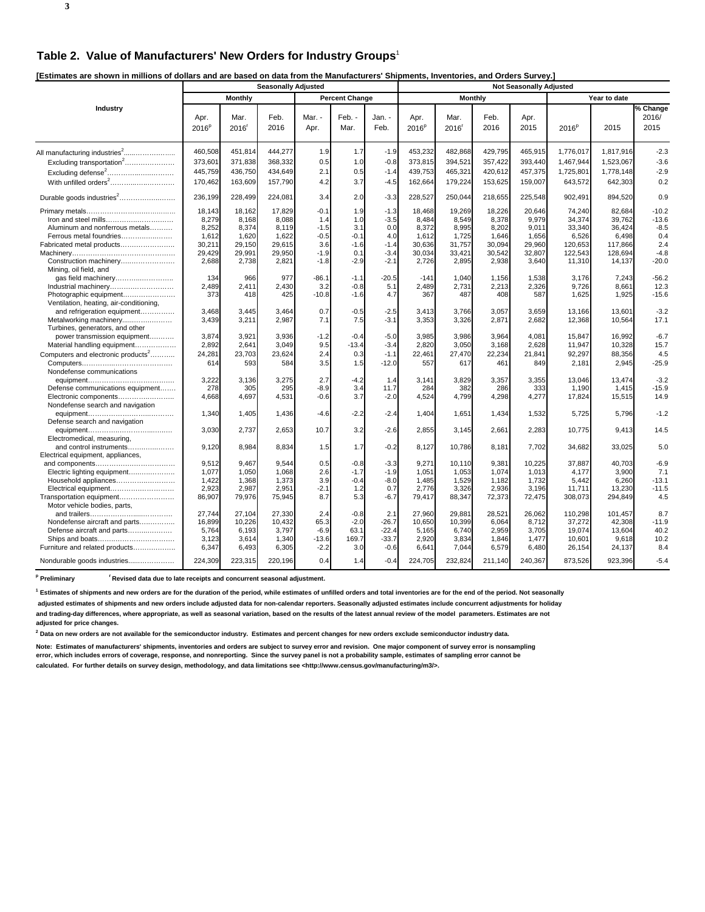## Table 2. Value of Manufacturers' New Orders for Industry Groups[1]

**[Estimates are shown in millions of dollars and are based on data from the Manufacturers' Shipments, Inventories, and Orders Survey.]**

| Industry | Seasonally Adjusted | | | | | | Not Seasonally Adjusted | | | | | | |
|---|---|---|---|---|---|---|---|---|---|---|---|---|---|
| | Monthly | | | Percent Change | | | Monthly | | | | Year to date | | |
| | Apr. 2016[p] | Mar. 2016[r] | Feb. 2016 | Mar. - Apr. | Feb. - Mar. | Jan. - Feb. | Apr. 2016[p] | Mar. 2016[r] | Feb. 2016 | Apr. 2015 | 2016[p] | 2015 | % Change 2016/ 2015 |
| All manufacturing industries[2] | 460,508 | 451,814 | 444,277 | 1.9 | 1.7 | -1.9 | 453,232 | 482,868 | 429,795 | 465,915 | 1,776,017 | 1,817,916 | -2.3 |
| Excluding transportation[2] | 373,601 | 371,838 | 368,332 | 0.5 | 1.0 | -0.8 | 373,815 | 394,521 | 357,422 | 393,440 | 1,467,944 | 1,523,067 | -3.6 |
| Excluding defense[2] | 445,759 | 436,750 | 434,649 | 2.1 | 0.5 | -1.4 | 439,753 | 465,321 | 420,612 | 457,375 | 1,725,801 | 1,778,148 | -2.9 |
| With unfilled orders[2] | 170,462 | 163,609 | 157,790 | 4.2 | 3.7 | -4.5 | 162,664 | 179,224 | 153,625 | 159,007 | 643,572 | 642,303 | 0.2 |
| Durable goods industries[2] | 236,199 | 228,499 | 224,081 | 3.4 | 2.0 | -3.3 | 228,527 | 250,044 | 218,655 | 225,548 | 902,491 | 894,520 | 0.9 |
| Primary metals | 18,143 | 18,162 | 17,829 | -0.1 | 1.9 | -1.3 | 18,468 | 19,269 | 18,226 | 20,646 | 74,240 | 82,684 | -10.2 |
| Iron and steel mills | 8,279 | 8,168 | 8,088 | 1.4 | 1.0 | -3.5 | 8,484 | 8,549 | 8,378 | 9,979 | 34,374 | 39,762 | -13.6 |
| Aluminum and nonferrous metals | 8,252 | 8,374 | 8,119 | -1.5 | 3.1 | 0.0 | 8,372 | 8,995 | 8,202 | 9,011 | 33,340 | 36,424 | -8.5 |
| Ferrous metal foundries | 1,612 | 1,620 | 1,622 | -0.5 | -0.1 | 4.0 | 1,612 | 1,725 | 1,646 | 1,656 | 6,526 | 6,498 | 0.4 |
| Fabricated metal products | 30,211 | 29,150 | 29,615 | 3.6 | -1.6 | -1.4 | 30,636 | 31,757 | 30,094 | 29,960 | 120,653 | 117,866 | 2.4 |
| Machinery | 29,429 | 29,991 | 29,950 | -1.9 | 0.1 | -3.4 | 30,034 | 33,421 | 30,542 | 32,807 | 122,543 | 128,694 | -4.8 |
| Construction machinery | 2,688 | 2,738 | 2,821 | -1.8 | -2.9 | -2.1 | 2,726 | 2,895 | 2,938 | 3,640 | 11,310 | 14,137 | -20.0 |
| Mining, oil field, and gas field machinery | 134 | 966 | 977 | -86.1 | -1.1 | -20.5 | -141 | 1,040 | 1,156 | 1,538 | 3,176 | 7,243 | -56.2 |
| Industrial machinery | 2,489 | 2,411 | 2,430 | 3.2 | -0.8 | 5.1 | 2,489 | 2,731 | 2,213 | 2,326 | 9,726 | 8,661 | 12.3 |
| Photographic equipment | 373 | 418 | 425 | -10.8 | -1.6 | 4.7 | 367 | 487 | 408 | 587 | 1,625 | 1,925 | -15.6 |
| Ventilation, heating, air-conditioning, and refrigeration equipment | 3,468 | 3,445 | 3,464 | 0.7 | -0.5 | -2.5 | 3,413 | 3,766 | 3,057 | 3,659 | 13,166 | 13,601 | -3.2 |
| Metalworking machinery | 3,439 | 3,211 | 2,987 | 7.1 | 7.5 | -3.1 | 3,353 | 3,326 | 2,871 | 2,682 | 12,368 | 10,564 | 17.1 |
| Turbines, generators, and other power transmission equipment | 3,874 | 3,921 | 3,936 | -1.2 | -0.4 | -5.0 | 3,985 | 3,986 | 3,964 | 4,081 | 15,847 | 16,992 | -6.7 |
| Material handling equipment | 2,892 | 2,641 | 3,049 | 9.5 | -13.4 | -3.4 | 2,820 | 3,050 | 3,168 | 2,628 | 11,947 | 10,328 | 15.7 |
| Computers and electronic products[2] | 24,281 | 23,703 | 23,624 | 2.4 | 0.3 | -1.1 | 22,461 | 27,470 | 22,234 | 21,841 | 92,297 | 88,356 | 4.5 |
| Computers | 614 | 593 | 584 | 3.5 | 1.5 | -12.0 | 557 | 617 | 461 | 849 | 2,181 | 2,945 | -25.9 |
| Nondefense communications equipment | 3,222 | 3,136 | 3,275 | 2.7 | -4.2 | 1.4 | 3,141 | 3,829 | 3,357 | 3,355 | 13,046 | 13,474 | -3.2 |
| Defense communications equipment | 278 | 305 | 295 | -8.9 | 3.4 | 11.7 | 284 | 382 | 286 | 333 | 1,190 | 1,415 | -15.9 |
| Electronic components | 4,668 | 4,697 | 4,531 | -0.6 | 3.7 | -2.0 | 4,524 | 4,799 | 4,298 | 4,277 | 17,824 | 15,515 | 14.9 |
| Nondefense search and navigation equipment | 1,340 | 1,405 | 1,436 | -4.6 | -2.2 | -2.4 | 1,404 | 1,651 | 1,434 | 1,532 | 5,725 | 5,796 | -1.2 |
| Defense search and navigation equipment | 3,030 | 2,737 | 2,653 | 10.7 | 3.2 | -2.6 | 2,855 | 3,145 | 2,661 | 2,283 | 10,775 | 9,413 | 14.5 |
| Electromedical, measuring, and control instruments | 9,120 | 8,984 | 8,834 | 1.5 | 1.7 | -0.2 | 8,127 | 10,786 | 8,181 | 7,702 | 34,682 | 33,025 | 5.0 |
| Electrical equipment, appliances, and components | 9,512 | 9,467 | 9,544 | 0.5 | -0.8 | -3.3 | 9,271 | 10,110 | 9,381 | 10,225 | 37,887 | 40,703 | -6.9 |
| Electric lighting equipment | 1,077 | 1,050 | 1,068 | 2.6 | -1.7 | -1.9 | 1,051 | 1,053 | 1,074 | 1,013 | 4,177 | 3,900 | 7.1 |
| Household appliances | 1,422 | 1,368 | 1,373 | 3.9 | -0.4 | -8.0 | 1,485 | 1,529 | 1,182 | 1,732 | 5,442 | 6,260 | -13.1 |
| Electrical equipment | 2,923 | 2,987 | 2,951 | -2.1 | 1.2 | 0.7 | 2,776 | 3,326 | 2,936 | 3,196 | 11,711 | 13,230 | -11.5 |
| Transportation equipment | 86,907 | 79,976 | 75,945 | 8.7 | 5.3 | -6.7 | 79,417 | 88,347 | 72,373 | 72,475 | 308,073 | 294,849 | 4.5 |
| Motor vehicle bodies, parts, and trailers | 27,744 | 27,104 | 27,330 | 2.4 | -0.8 | 2.1 | 27,960 | 29,881 | 28,521 | 26,062 | 110,298 | 101,457 | 8.7 |
| Nondefense aircraft and parts | 16,899 | 10,226 | 10,432 | 65.3 | -2.0 | -26.7 | 10,650 | 10,399 | 6,064 | 8,712 | 37,272 | 42,308 | -11.9 |
| Defense aircraft and parts | 5,764 | 6,193 | 3,797 | -6.9 | 63.1 | -22.4 | 5,165 | 6,740 | 2,959 | 3,705 | 19,074 | 13,604 | 40.2 |
| Ships and boats | 3,123 | 3,614 | 1,340 | -13.6 | 169.7 | -33.7 | 2,920 | 3,834 | 1,846 | 1,477 | 10,601 | 9,618 | 10.2 |
| Furniture and related products | 6,347 | 6,493 | 6,305 | -2.2 | 3.0 | -0.6 | 6,641 | 7,044 | 6,579 | 6,480 | 26,154 | 24,137 | 8.4 |
| Nondurable goods industries | 224,309 | 223,315 | 220,196 | 0.4 | 1.4 | -0.4 | 224,705 | 232,824 | 211,140 | 240,367 | 873,526 | 923,396 | -5.4 |

**[p] Preliminary** **[r] Revised data due to late receipts and concurrent seasonal adjustment.**

**[1] Estimates of shipments and new orders are for the duration of the period, while estimates of unfilled orders and total inventories are for the end of the period. Not seasonally adjusted estimates of shipments and new orders include adjusted data for non-calendar reporters. Seasonally adjusted estimates include concurrent adjustments for holiday and trading-day differences, where appropriate, as well as seasonal variation, based on the results of the latest annual review of the model parameters. Estimates are not adjusted for price changes.**

**[2] Data on new orders are not available for the semiconductor industry. Estimates and percent changes for new orders exclude semiconductor industry data.**

**Note: Estimates of manufacturers' shipments, inventories and orders are subject to survey error and revision. One major component of survey error is nonsampling error, which includes errors of coverage, response, and nonreporting. Since the survey panel is not a probability sample, estimates of sampling error cannot be calculated. For further details on survey design, methodology, and data limitations see <http://www.census.gov/manufacturing/m3/>.**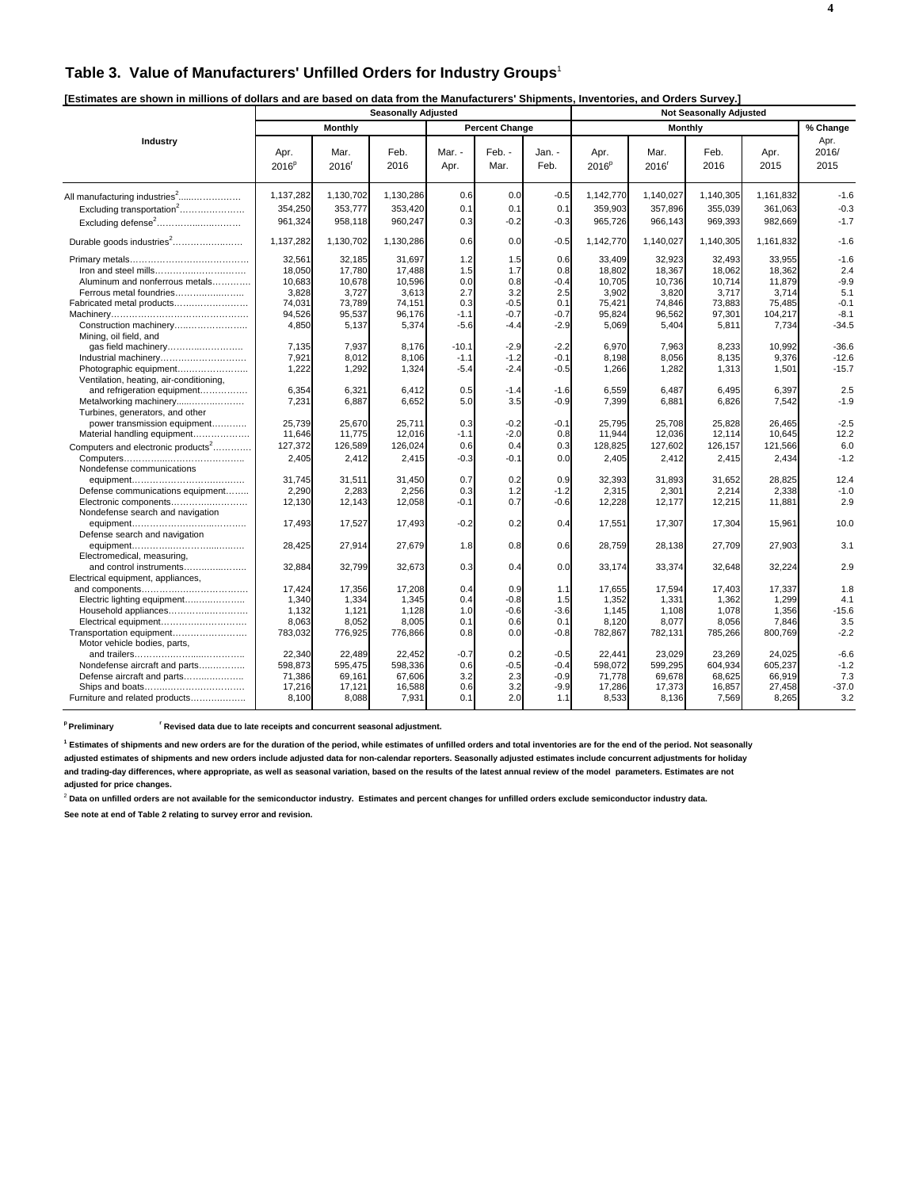## Table 3. Value of Manufacturers' Unfilled Orders for Industry Groups[1]

**[Estimates are shown in millions of dollars and are based on data from the Manufacturers' Shipments, Inventories, and Orders Survey.]**

| Industry | Seasonally Adjusted | | | | | | Not Seasonally Adjusted | | | | |
|---|---|---|---|---|---|---|---|---|---|---|---|
| | Monthly | | | Percent Change | | | Monthly | | | | % Change |
| | Apr. 2016[p] | Mar. 2016[r] | Feb. 2016 | Mar. - Apr. | Feb. - Mar. | Jan. - Feb. | Apr. 2016[p] | Mar. 2016[r] | Feb. 2016 | Apr. 2015 | Apr. 2016/ 2015 |
| All manufacturing industries[2] | 1,137,282 | 1,130,702 | 1,130,286 | 0.6 | 0.0 | -0.5 | 1,142,770 | 1,140,027 | 1,140,305 | 1,161,832 | -1.6 |
| Excluding transportation[2] | 354,250 | 353,777 | 353,420 | 0.1 | 0.1 | 0.1 | 359,903 | 357,896 | 355,039 | 361,063 | -0.3 |
| Excluding defense[2] | 961,324 | 958,118 | 960,247 | 0.3 | -0.2 | -0.3 | 965,726 | 966,143 | 969,393 | 982,669 | -1.7 |
| Durable goods industries[2] | 1,137,282 | 1,130,702 | 1,130,286 | 0.6 | 0.0 | -0.5 | 1,142,770 | 1,140,027 | 1,140,305 | 1,161,832 | -1.6 |
| Primary metals | 32,561 | 32,185 | 31,697 | 1.2 | 1.5 | 0.6 | 33,409 | 32,923 | 32,493 | 33,955 | -1.6 |
| Iron and steel mills | 18,050 | 17,780 | 17,488 | 1.5 | 1.7 | 0.8 | 18,802 | 18,367 | 18,062 | 18,362 | 2.4 |
| Aluminum and nonferrous metals | 10,683 | 10,678 | 10,596 | 0.0 | 0.8 | -0.4 | 10,705 | 10,736 | 10,714 | 11,879 | -9.9 |
| Ferrous metal foundries | 3,828 | 3,727 | 3,613 | 2.7 | 3.2 | 2.5 | 3,902 | 3,820 | 3,717 | 3,714 | 5.1 |
| Fabricated metal products | 74,031 | 73,789 | 74,151 | 0.3 | -0.5 | 0.1 | 75,421 | 74,846 | 73,883 | 75,485 | -0.1 |
| Machinery | 94,526 | 95,537 | 96,176 | -1.1 | -0.7 | -0.7 | 95,824 | 96,562 | 97,301 | 104,217 | -8.1 |
| Construction machinery | 4,850 | 5,137 | 5,374 | -5.6 | -4.4 | -2.9 | 5,069 | 5,404 | 5,811 | 7,734 | -34.5 |
| Mining, oil field, and gas field machinery | 7,135 | 7,937 | 8,176 | -10.1 | -2.9 | -2.2 | 6,970 | 7,963 | 8,233 | 10,992 | -36.6 |
| Industrial machinery | 7,921 | 8,012 | 8,106 | -1.1 | -1.2 | -0.1 | 8,198 | 8,056 | 8,135 | 9,376 | -12.6 |
| Photographic equipment | 1,222 | 1,292 | 1,324 | -5.4 | -2.4 | -0.5 | 1,266 | 1,282 | 1,313 | 1,501 | -15.7 |
| Ventilation, heating, air-conditioning, and refrigeration equipment | 6,354 | 6,321 | 6,412 | 0.5 | -1.4 | -1.6 | 6,559 | 6,487 | 6,495 | 6,397 | 2.5 |
| Metalworking machinery | 7,231 | 6,887 | 6,652 | 5.0 | 3.5 | -0.9 | 7,399 | 6,881 | 6,826 | 7,542 | -1.9 |
| Turbines, generators, and other power transmission equipment | 25,739 | 25,670 | 25,711 | 0.3 | -0.2 | -0.1 | 25,795 | 25,708 | 25,828 | 26,465 | -2.5 |
| Material handling equipment | 11,646 | 11,775 | 12,016 | -1.1 | -2.0 | 0.8 | 11,944 | 12,036 | 12,114 | 10,645 | 12.2 |
| Computers and electronic products[2] | 127,372 | 126,589 | 126,024 | 0.6 | 0.4 | 0.3 | 128,825 | 127,602 | 126,157 | 121,566 | 6.0 |
| Computers | 2,405 | 2,412 | 2,415 | -0.3 | -0.1 | 0.0 | 2,405 | 2,412 | 2,415 | 2,434 | -1.2 |
| Nondefense communications equipment | 31,745 | 31,511 | 31,450 | 0.7 | 0.2 | 0.9 | 32,393 | 31,893 | 31,652 | 28,825 | 12.4 |
| Defense communications equipment | 2,290 | 2,283 | 2,256 | 0.3 | 1.2 | -1.2 | 2,315 | 2,301 | 2,214 | 2,338 | -1.0 |
| Electronic components | 12,130 | 12,143 | 12,058 | -0.1 | 0.7 | -0.6 | 12,228 | 12,177 | 12,215 | 11,881 | 2.9 |
| Nondefense search and navigation equipment | 17,493 | 17,527 | 17,493 | -0.2 | 0.2 | 0.4 | 17,551 | 17,307 | 17,304 | 15,961 | 10.0 |
| Defense search and navigation equipment | 28,425 | 27,914 | 27,679 | 1.8 | 0.8 | 0.6 | 28,759 | 28,138 | 27,709 | 27,903 | 3.1 |
| Electromedical, measuring, and control instruments | 32,884 | 32,799 | 32,673 | 0.3 | 0.4 | 0.0 | 33,174 | 33,374 | 32,648 | 32,224 | 2.9 |
| Electrical equipment, appliances, and components | 17,424 | 17,356 | 17,208 | 0.4 | 0.9 | 1.1 | 17,655 | 17,594 | 17,403 | 17,337 | 1.8 |
| Electric lighting equipment | 1,340 | 1,334 | 1,345 | 0.4 | -0.8 | 1.5 | 1,352 | 1,331 | 1,362 | 1,299 | 4.1 |
| Household appliances | 1,132 | 1,121 | 1,128 | 1.0 | -0.6 | -3.6 | 1,145 | 1,108 | 1,078 | 1,356 | -15.6 |
| Electrical equipment | 8,063 | 8,052 | 8,005 | 0.1 | 0.6 | 0.1 | 8,120 | 8,077 | 8,056 | 7,846 | 3.5 |
| Transportation equipment | 783,032 | 776,925 | 776,866 | 0.8 | 0.0 | -0.8 | 782,867 | 782,131 | 785,266 | 800,769 | -2.2 |
| Motor vehicle bodies, parts, and trailers | 22,340 | 22,489 | 22,452 | -0.7 | 0.2 | -0.5 | 22,441 | 23,029 | 23,269 | 24,025 | -6.6 |
| Nondefense aircraft and parts | 598,873 | 595,475 | 598,336 | 0.6 | -0.5 | -0.4 | 598,072 | 599,295 | 604,934 | 605,237 | -1.2 |
| Defense aircraft and parts | 71,386 | 69,161 | 67,606 | 3.2 | 2.3 | -0.9 | 71,778 | 69,678 | 68,625 | 66,919 | 7.3 |
| Ships and boats | 17,216 | 17,121 | 16,588 | 0.6 | 3.2 | -9.9 | 17,286 | 17,373 | 16,857 | 27,458 | -37.0 |
| Furniture and related products | 8,100 | 8,088 | 7,931 | 0.1 | 2.0 | 1.1 | 8,533 | 8,136 | 7,569 | 8,265 | 3.2 |

**[p] Preliminary** **[r] Revised data due to late receipts and concurrent seasonal adjustment.**

**[1] Estimates of shipments and new orders are for the duration of the period, while estimates of unfilled orders and total inventories are for the end of the period. Not seasonally adjusted estimates of shipments and new orders include adjusted data for non-calendar reporters. Seasonally adjusted estimates include concurrent adjustments for holiday and trading-day differences, where appropriate, as well as seasonal variation, based on the results of the latest annual review of the model parameters. Estimates are not adjusted for price changes.**

**[2] Data on unfilled orders are not available for the semiconductor industry. Estimates and percent changes for unfilled orders exclude semiconductor industry data.**

**See note at end of Table 2 relating to survey error and revision.**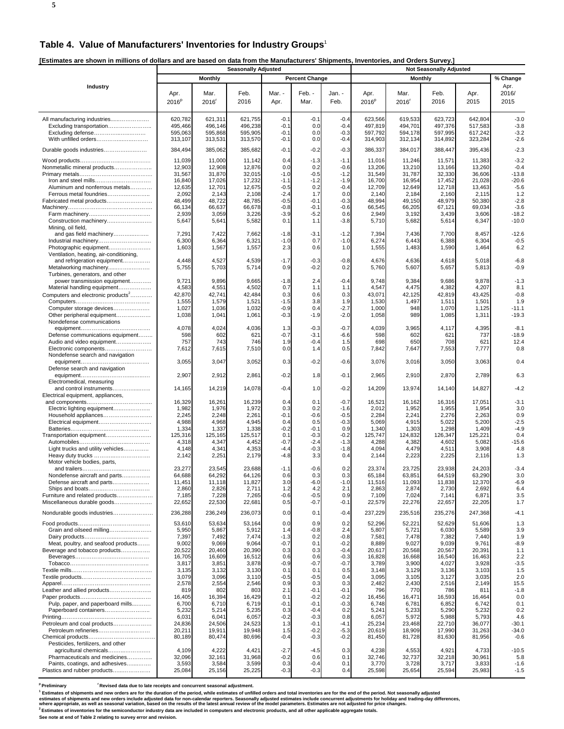# Table 4. Value of Manufacturers' Inventories for Industry Groups[1]

**[Estimates are shown in millions of dollars and are based on data from the Manufacturers' Shipments, Inventories, and Orders Survey.]**

| Industry | Seasonally Adjusted | | | | | | Not Seasonally Adjusted | | | | |
|---|---|---|---|---|---|---|---|---|---|---|---|
| | Monthly | | | Percent Change | | | Monthly | | | | % Change |
| | Apr. 2016[p] | Mar. 2016[r] | Feb. 2016 | Mar. - Apr. | Feb. - Mar. | Jan. - Feb. | Apr. 2016[p] | Mar. 2016[r] | Feb. 2016 | Apr. 2015 | Apr. 2016/ 2015 |
| All manufacturing industries | 620,782 | 621,311 | 621,755 | -0.1 | -0.1 | -0.4 | 623,566 | 619,533 | 623,723 | 642,804 | -3.0 |
| Excluding transportation | 495,466 | 496,146 | 496,238 | -0.1 | 0.0 | -0.4 | 497,819 | 494,701 | 497,376 | 517,583 | -3.8 |
| Excluding defense | 595,063 | 595,868 | 595,905 | -0.1 | 0.0 | -0.3 | 597,792 | 594,178 | 597,995 | 617,242 | -3.2 |
| With unfilled orders | 313,107 | 313,531 | 313,570 | -0.1 | 0.0 | -0.4 | 314,903 | 312,134 | 314,892 | 323,284 | -2.6 |
| Durable goods industries | 384,494 | 385,062 | 385,682 | -0.1 | -0.2 | -0.3 | 386,337 | 384,017 | 388,447 | 395,436 | -2.3 |
| Wood products | 11,039 | 11,000 | 11,142 | 0.4 | -1.3 | -1.1 | 11,016 | 11,246 | 11,571 | 11,383 | -3.2 |
| Nonmetallic mineral products | 12,903 | 12,908 | 12,876 | 0.0 | 0.2 | -0.6 | 13,206 | 13,210 | 13,166 | 13,260 | -0.4 |
| Primary metals | 31,567 | 31,870 | 32,015 | -1.0 | -0.5 | -1.2 | 31,549 | 31,787 | 32,330 | 36,606 | -13.8 |
| Iron and steel mills | 16,840 | 17,026 | 17,232 | -1.1 | -1.2 | -1.9 | 16,700 | 16,954 | 17,452 | 21,028 | -20.6 |
| Aluminum and nonferrous metals | 12,635 | 12,701 | 12,675 | -0.5 | 0.2 | -0.4 | 12,709 | 12,649 | 12,718 | 13,463 | -5.6 |
| Ferrous metal foundries | 2,092 | 2,143 | 2,108 | -2.4 | 1.7 | 0.0 | 2,140 | 2,184 | 2,160 | 2,115 | 1.2 |
| Fabricated metal products | 48,499 | 48,722 | 48,785 | -0.5 | -0.1 | -0.3 | 48,994 | 49,150 | 48,979 | 50,380 | -2.8 |
| Machinery | 66,134 | 66,637 | 66,678 | -0.8 | -0.1 | -0.6 | 66,545 | 66,205 | 67,121 | 69,034 | -3.6 |
| Farm machinery | 2,939 | 3,059 | 3,226 | -3.9 | -5.2 | 0.6 | 2,949 | 3,192 | 3,439 | 3,606 | -18.2 |
| Construction machinery | 5,647 | 5,641 | 5,582 | 0.1 | 1.1 | -3.8 | 5,710 | 5,682 | 5,614 | 6,347 | -10.0 |
| Mining, oil field, and gas field machinery | 7,291 | 7,422 | 7,662 | -1.8 | -3.1 | -1.2 | 7,394 | 7,436 | 7,700 | 8,457 | -12.6 |
| Industrial machinery | 6,300 | 6,364 | 6,321 | -1.0 | 0.7 | -1.0 | 6,274 | 6,443 | 6,388 | 6,304 | -0.5 |
| Photographic equipment | 1,603 | 1,567 | 1,557 | 2.3 | 0.6 | 1.0 | 1,555 | 1,483 | 1,590 | 1,464 | 6.2 |
| Ventilation, heating, air-conditioning, and refrigeration equipment | 4,448 | 4,527 | 4,539 | -1.7 | -0.3 | -0.8 | 4,676 | 4,636 | 4,618 | 5,018 | -6.8 |
| Metalworking machinery | 5,755 | 5,703 | 5,714 | 0.9 | -0.2 | 0.2 | 5,760 | 5,607 | 5,657 | 5,813 | -0.9 |
| Turbines, generators, and other power transmission equipment | 9,721 | 9,896 | 9,665 | -1.8 | 2.4 | -0.4 | 9,748 | 9,384 | 9,686 | 9,878 | -1.3 |
| Material handling equipment | 4,583 | 4,551 | 4,502 | 0.7 | 1.1 | 1.1 | 4,547 | 4,475 | 4,382 | 4,207 | 8.1 |
| Computers and electronic products[2] | 42,870 | 42,741 | 42,484 | 0.3 | 0.6 | 0.3 | 43,071 | 42,125 | 42,819 | 43,425 | -0.8 |
| Computers | 1,555 | 1,579 | 1,521 | -1.5 | 3.8 | 1.9 | 1,530 | 1,497 | 1,511 | 1,501 | 1.9 |
| Computer storage devices | 1,027 | 1,036 | 1,032 | -0.9 | 0.4 | -2.7 | 1,000 | 948 | 1,070 | 1,125 | -11.1 |
| Other peripheral equipment | 1,038 | 1,041 | 1,061 | -0.3 | -1.9 | -2.0 | 1,058 | 989 | 1,085 | 1,311 | -19.3 |
| Nondefense communications equipment | 4,078 | 4,024 | 4,036 | 1.3 | -0.3 | -0.7 | 4,039 | 3,965 | 4,117 | 4,395 | -8.1 |
| Defense communications equipment | 598 | 602 | 621 | -0.7 | -3.1 | -6.6 | 598 | 602 | 621 | 737 | -18.9 |
| Audio and video equipment | 757 | 743 | 746 | 1.9 | -0.4 | 1.5 | 698 | 650 | 708 | 621 | 12.4 |
| Electronic components | 7,612 | 7,615 | 7,510 | 0.0 | 1.4 | 0.5 | 7,842 | 7,647 | 7,553 | 7,777 | 0.8 |
| Nondefense search and navigation equipment | 3,055 | 3,047 | 3,052 | 0.3 | -0.2 | -0.6 | 3,076 | 3,016 | 3,050 | 3,063 | 0.4 |
| Defense search and navigation equipment | 2,907 | 2,912 | 2,861 | -0.2 | 1.8 | -0.1 | 2,965 | 2,910 | 2,870 | 2,789 | 6.3 |
| Electromedical, measuring and control instruments | 14,165 | 14,219 | 14,078 | -0.4 | 1.0 | -0.2 | 14,209 | 13,974 | 14,140 | 14,827 | -4.2 |
| Electrical equipment, appliances, and components | 16,329 | 16,261 | 16,239 | 0.4 | 0.1 | -0.7 | 16,521 | 16,162 | 16,316 | 17,051 | -3.1 |
| Electric lighting equipment | 1,982 | 1,976 | 1,972 | 0.3 | 0.2 | -1.6 | 2,012 | 1,952 | 1,955 | 1,954 | 3.0 |
| Household appliances | 2,245 | 2,248 | 2,261 | -0.1 | -0.6 | -0.5 | 2,284 | 2,241 | 2,276 | 2,263 | 0.9 |
| Electrical equipment | 4,988 | 4,968 | 4,945 | 0.4 | 0.5 | -0.3 | 5,069 | 4,915 | 5,022 | 5,200 | -2.5 |
| Batteries | 1,334 | 1,337 | 1,338 | -0.2 | -0.1 | 0.9 | 1,340 | 1,303 | 1,298 | 1,409 | -4.9 |
| Transportation equipment | 125,316 | 125,165 | 125,517 | 0.1 | -0.3 | -0.2 | 125,747 | 124,832 | 126,347 | 125,221 | 0.4 |
| Automobiles | 4,318 | 4,347 | 4,452 | -0.7 | -2.4 | -1.3 | 4,288 | 4,382 | 4,602 | 5,082 | -15.6 |
| Light trucks and utility vehicles | 4,148 | 4,341 | 4,353 | -4.4 | -0.3 | -1.8 | 4,094 | 4,479 | 4,511 | 3,908 | 4.8 |
| Heavy duty trucks | 2,142 | 2,251 | 2,179 | -4.8 | 3.3 | 0.4 | 2,144 | 2,223 | 2,225 | 2,116 | 1.3 |
| Motor vehicle bodies, parts, and trailers | 23,277 | 23,545 | 23,688 | -1.1 | -0.6 | 0.2 | 23,374 | 23,725 | 23,938 | 24,203 | -3.4 |
| Nondefense aircraft and parts | 64,688 | 64,292 | 64,126 | 0.6 | 0.3 | 0.3 | 65,184 | 63,851 | 64,519 | 63,290 | 3.0 |
| Defense aircraft and parts | 11,451 | 11,118 | 11,827 | 3.0 | -6.0 | -1.0 | 11,516 | 11,093 | 11,838 | 12,370 | -6.9 |
| Ships and boats | 2,860 | 2,826 | 2,711 | 1.2 | 4.2 | 2.1 | 2,863 | 2,874 | 2,730 | 2,692 | 6.4 |
| Furniture and related products | 7,185 | 7,228 | 7,265 | -0.6 | -0.5 | 0.9 | 7,109 | 7,024 | 7,141 | 6,871 | 3.5 |
| Miscellaneous durable goods | 22,652 | 22,530 | 22,681 | 0.5 | -0.7 | -0.1 | 22,579 | 22,276 | 22,657 | 22,205 | 1.7 |
| Nondurable goods industries | 236,288 | 236,249 | 236,073 | 0.0 | 0.1 | -0.4 | 237,229 | 235,516 | 235,276 | 247,368 | -4.1 |
| Food products | 53,610 | 53,634 | 53,164 | 0.0 | 0.9 | 0.2 | 52,296 | 52,221 | 52,629 | 51,606 | 1.3 |
| Grain and oilseed milling | 5,950 | 5,867 | 5,912 | 1.4 | -0.8 | 2.4 | 5,807 | 5,721 | 6,030 | 5,589 | 3.9 |
| Dairy products | 7,397 | 7,492 | 7,474 | -1.3 | 0.2 | -0.8 | 7,581 | 7,478 | 7,382 | 7,440 | 1.9 |
| Meat, poultry, and seafood products | 9,002 | 9,069 | 9,064 | -0.7 | 0.1 | -0.2 | 8,889 | 9,027 | 9,039 | 9,761 | -8.9 |
| Beverage and tobacco products | 20,522 | 20,460 | 20,390 | 0.3 | 0.3 | -0.4 | 20,617 | 20,568 | 20,567 | 20,391 | 1.1 |
| Beverages | 16,705 | 16,609 | 16,512 | 0.6 | 0.6 | -0.3 | 16,828 | 16,668 | 16,540 | 16,463 | 2.2 |
| Tobacco | 3,817 | 3,851 | 3,878 | -0.9 | -0.7 | -0.7 | 3,789 | 3,900 | 4,027 | 3,928 | -3.5 |
| Textile mills | 3,135 | 3,132 | 3,130 | 0.1 | 0.1 | 0.5 | 3,148 | 3,129 | 3,136 | 3,103 | 1.5 |
| Textile products | 3,079 | 3,096 | 3,110 | -0.5 | -0.5 | 0.4 | 3,095 | 3,105 | 3,127 | 3,035 | 2.0 |
| Apparel | 2,578 | 2,554 | 2,546 | 0.9 | 0.3 | 0.3 | 2,482 | 2,430 | 2,516 | 2,149 | 15.5 |
| Leather and allied products | 819 | 802 | 803 | 2.1 | -0.1 | -0.1 | 796 | 770 | 786 | 811 | -1.8 |
| Paper products | 16,405 | 16,394 | 16,429 | 0.1 | -0.2 | -0.2 | 16,456 | 16,471 | 16,593 | 16,464 | 0.0 |
| Pulp, paper, and paperboard mills | 6,700 | 6,710 | 6,719 | -0.1 | -0.1 | -0.3 | 6,748 | 6,781 | 6,852 | 6,742 | 0.1 |
| Paperboard containers | 5,232 | 5,214 | 5,235 | 0.3 | -0.4 | 0.2 | 5,241 | 5,233 | 5,290 | 5,232 | 0.2 |
| Printing | 6,031 | 6,041 | 6,057 | -0.2 | -0.3 | 0.8 | 6,057 | 5,972 | 5,988 | 5,793 | 4.6 |
| Petroleum and coal products | 24,836 | 24,506 | 24,523 | 1.3 | -0.1 | -4.1 | 25,234 | 23,468 | 22,710 | 36,077 | -30.1 |
| Petroleum refineries | 20,211 | 19,911 | 19,948 | 1.5 | -0.2 | -5.3 | 20,619 | 18,909 | 17,990 | 31,263 | -34.0 |
| Chemical products | 80,189 | 80,474 | 80,696 | -0.4 | -0.3 | -0.2 | 81,450 | 81,728 | 81,630 | 81,956 | -0.6 |
| Pesticides, fertilizers, and other agricultural chemicals | 4,109 | 4,222 | 4,421 | -2.7 | -4.5 | 0.3 | 4,238 | 4,553 | 4,921 | 4,733 | -10.5 |
| Pharmaceuticals and medicines | 32,096 | 32,161 | 31,968 | -0.2 | 0.6 | 0.1 | 32,746 | 32,737 | 32,218 | 30,961 | 5.8 |
| Paints, coatings, and adhesives | 3,593 | 3,584 | 3,599 | 0.3 | -0.4 | 0.1 | 3,770 | 3,728 | 3,717 | 3,833 | -1.6 |
| Plastics and rubber products | 25,084 | 25,156 | 25,225 | -0.3 | -0.3 | 0.4 | 25,598 | 25,654 | 25,594 | 25,983 | -1.5 |

[p] Preliminary [r] Revised data due to late receipts and concurrent seasonal adjustment.

[1] Estimates of shipments and new orders are for the duration of the period, while estimates of unfilled orders and total inventories are for the end of the period. Not seasonally adjusted estimates of shipments and new orders include adjusted data for non-calendar reporters. Seasonally adjusted estimates include concurrent adjustments for holiday and trading-day differences, where appropriate, as well as seasonal variation, based on the results of the latest annual review of the model parameters. Estimates are not adjusted for price changes.

[2] Estimates of inventories for the semiconductor industry data are included in computers and electronic products, and all other applicable aggregate totals.

See note at end of Table 2 relating to survey error and revision.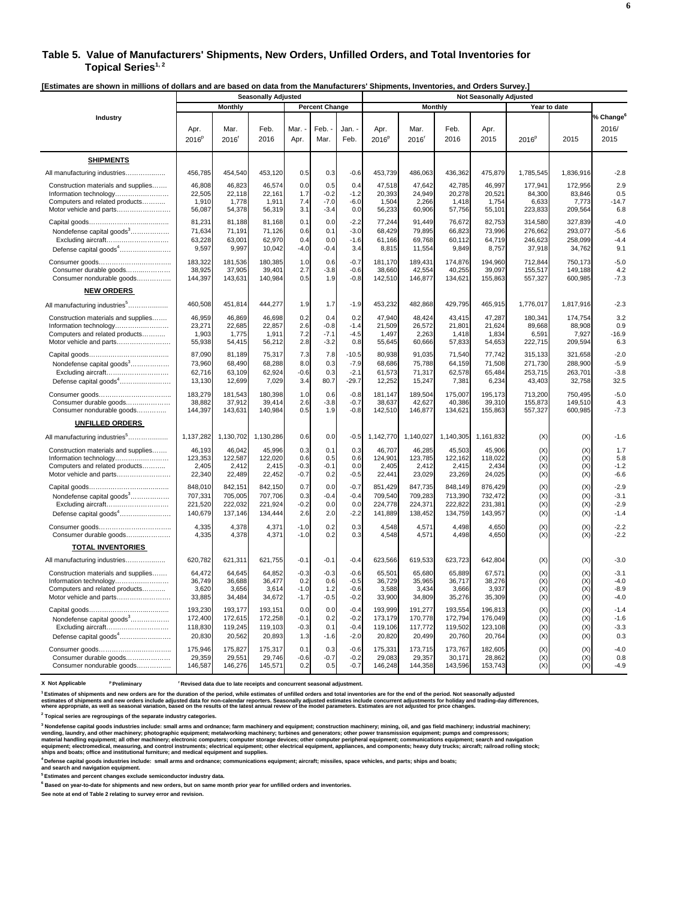## Table 5. Value of Manufacturers' Shipments, New Orders, Unfilled Orders, and Total Inventories for Topical Series[1, 2]

**[Estimates are shown in millions of dollars and are based on data from the Manufacturers' Shipments, Inventories, and Orders Survey.]**

| Industry | Seasonally Adjusted | | | | | | Not Seasonally Adjusted | | | | | | |
|---|---|---|---|---|---|---|---|---|---|---|---|---|---|
| | Monthly | | | Percent Change | | | Monthly | | | | Year to date | | % Change[6] |
| | Apr. 2016[p] | Mar. 2016[r] | Feb. 2016 | Mar. - Apr. | Feb. - Mar. | Jan. - Feb. | Apr. 2016[p] | Mar. 2016[r] | Feb. 2016 | Apr. 2015 | 2016[p] | 2015 | 2016/ 2015 |
| **SHIPMENTS** | | | | | | | | | | | | | |
| All manufacturing industries | 456,785 | 454,540 | 453,120 | 0.5 | 0.3 | -0.6 | 453,739 | 486,063 | 436,362 | 475,879 | 1,785,545 | 1,836,916 | -2.8 |
| Construction materials and supplies | 46,808 | 46,823 | 46,574 | 0.0 | 0.5 | 0.4 | 47,518 | 47,642 | 42,785 | 46,997 | 177,941 | 172,956 | 2.9 |
| Information technology | 22,505 | 22,118 | 22,161 | 1.7 | -0.2 | -1.2 | 20,393 | 24,949 | 20,278 | 20,521 | 84,300 | 83,846 | 0.5 |
| Computers and related products | 1,910 | 1,778 | 1,911 | 7.4 | -7.0 | -6.0 | 1,504 | 2,266 | 1,418 | 1,754 | 6,633 | 7,773 | -14.7 |
| Motor vehicle and parts | 56,087 | 54,378 | 56,319 | 3.1 | -3.4 | 0.0 | 56,233 | 60,906 | 57,756 | 55,101 | 223,833 | 209,564 | 6.8 |
| Capital goods | 81,231 | 81,188 | 81,168 | 0.1 | 0.0 | -2.2 | 77,244 | 91,449 | 76,672 | 82,753 | 314,580 | 327,839 | -4.0 |
| Nondefense capital goods[3] | 71,634 | 71,191 | 71,126 | 0.6 | 0.1 | -3.0 | 68,429 | 79,895 | 66,823 | 73,996 | 276,662 | 293,077 | -5.6 |
| Excluding aircraft | 63,228 | 63,001 | 62,970 | 0.4 | 0.0 | -1.6 | 61,166 | 69,768 | 60,112 | 64,719 | 246,623 | 258,099 | -4.4 |
| Defense capital goods[4] | 9,597 | 9,997 | 10,042 | -4.0 | -0.4 | 3.4 | 8,815 | 11,554 | 9,849 | 8,757 | 37,918 | 34,762 | 9.1 |
| Consumer goods | 183,322 | 181,536 | 180,385 | 1.0 | 0.6 | -0.7 | 181,170 | 189,431 | 174,876 | 194,960 | 712,844 | 750,173 | -5.0 |
| Consumer durable goods | 38,925 | 37,905 | 39,401 | 2.7 | -3.8 | -0.6 | 38,660 | 42,554 | 40,255 | 39,097 | 155,517 | 149,188 | 4.2 |
| Consumer nondurable goods | 144,397 | 143,631 | 140,984 | 0.5 | 1.9 | -0.8 | 142,510 | 146,877 | 134,621 | 155,863 | 557,327 | 600,985 | -7.3 |
| **NEW ORDERS** | | | | | | | | | | | | | |
| All manufacturing industries[5] | 460,508 | 451,814 | 444,277 | 1.9 | 1.7 | -1.9 | 453,232 | 482,868 | 429,795 | 465,915 | 1,776,017 | 1,817,916 | -2.3 |
| Construction materials and supplies | 46,959 | 46,869 | 46,698 | 0.2 | 0.4 | 0.2 | 47,940 | 48,424 | 43,415 | 47,287 | 180,341 | 174,754 | 3.2 |
| Information technology | 23,271 | 22,685 | 22,857 | 2.6 | -0.8 | -1.4 | 21,509 | 26,572 | 21,801 | 21,624 | 89,668 | 88,908 | 0.9 |
| Computers and related products | 1,903 | 1,775 | 1,911 | 7.2 | -7.1 | -4.5 | 1,497 | 2,263 | 1,418 | 1,834 | 6,591 | 7,927 | -16.9 |
| Motor vehicle and parts | 55,938 | 54,415 | 56,212 | 2.8 | -3.2 | 0.8 | 55,645 | 60,666 | 57,833 | 54,653 | 222,715 | 209,594 | 6.3 |
| Capital goods | 87,090 | 81,189 | 75,317 | 7.3 | 7.8 | -10.5 | 80,938 | 91,035 | 71,540 | 77,742 | 315,133 | 321,658 | -2.0 |
| Nondefense capital goods[3] | 73,960 | 68,490 | 68,288 | 8.0 | 0.3 | -7.9 | 68,686 | 75,788 | 64,159 | 71,508 | 271,730 | 288,900 | -5.9 |
| Excluding aircraft | 62,716 | 63,109 | 62,924 | -0.6 | 0.3 | -2.1 | 61,573 | 71,317 | 62,578 | 65,484 | 253,715 | 263,701 | -3.8 |
| Defense capital goods[4] | 13,130 | 12,699 | 7,029 | 3.4 | 80.7 | -29.7 | 12,252 | 15,247 | 7,381 | 6,234 | 43,403 | 32,758 | 32.5 |
| Consumer goods | 183,279 | 181,543 | 180,398 | 1.0 | 0.6 | -0.8 | 181,147 | 189,504 | 175,007 | 195,173 | 713,200 | 750,495 | -5.0 |
| Consumer durable goods | 38,882 | 37,912 | 39,414 | 2.6 | -3.8 | -0.7 | 38,637 | 42,627 | 40,386 | 39,310 | 155,873 | 149,510 | 4.3 |
| Consumer nondurable goods | 144,397 | 143,631 | 140,984 | 0.5 | 1.9 | -0.8 | 142,510 | 146,877 | 134,621 | 155,863 | 557,327 | 600,985 | -7.3 |
| **UNFILLED ORDERS** | | | | | | | | | | | | | |
| All manufacturing industries[5] | 1,137,282 | 1,130,702 | 1,130,286 | 0.6 | 0.0 | -0.5 | 1,142,770 | 1,140,027 | 1,140,305 | 1,161,832 | (X) | (X) | -1.6 |
| Construction materials and supplies | 46,193 | 46,042 | 45,996 | 0.3 | 0.1 | 0.3 | 46,707 | 46,285 | 45,503 | 45,906 | (X) | (X) | 1.7 |
| Information technology | 123,353 | 122,587 | 122,020 | 0.6 | 0.5 | 0.6 | 124,901 | 123,785 | 122,162 | 118,022 | (X) | (X) | 5.8 |
| Computers and related products | 2,405 | 2,412 | 2,415 | -0.3 | -0.1 | 0.0 | 2,405 | 2,412 | 2,415 | 2,434 | (X) | (X) | -1.2 |
| Motor vehicle and parts | 22,340 | 22,489 | 22,452 | -0.7 | 0.2 | -0.5 | 22,441 | 23,029 | 23,269 | 24,025 | (X) | (X) | -6.6 |
| Capital goods | 848,010 | 842,151 | 842,150 | 0.7 | 0.0 | -0.7 | 851,429 | 847,735 | 848,149 | 876,429 | (X) | (X) | -2.9 |
| Nondefense capital goods[3] | 707,331 | 705,005 | 707,706 | 0.3 | -0.4 | -0.4 | 709,540 | 709,283 | 713,390 | 732,472 | (X) | (X) | -3.1 |
| Excluding aircraft | 221,520 | 222,032 | 221,924 | -0.2 | 0.0 | 0.0 | 224,778 | 224,371 | 222,822 | 231,381 | (X) | (X) | -2.9 |
| Defense capital goods[4] | 140,679 | 137,146 | 134,444 | 2.6 | 2.0 | -2.2 | 141,889 | 138,452 | 134,759 | 143,957 | (X) | (X) | -1.4 |
| Consumer goods | 4,335 | 4,378 | 4,371 | -1.0 | 0.2 | 0.3 | 4,548 | 4,571 | 4,498 | 4,650 | (X) | (X) | -2.2 |
| Consumer durable goods | 4,335 | 4,378 | 4,371 | -1.0 | 0.2 | 0.3 | 4,548 | 4,571 | 4,498 | 4,650 | (X) | (X) | -2.2 |
| **TOTAL INVENTORIES** | | | | | | | | | | | | | |
| All manufacturing industries | 620,782 | 621,311 | 621,755 | -0.1 | -0.1 | -0.4 | 623,566 | 619,533 | 623,723 | 642,804 | (X) | (X) | -3.0 |
| Construction materials and supplies | 64,472 | 64,645 | 64,852 | -0.3 | -0.3 | -0.6 | 65,501 | 65,680 | 65,889 | 67,571 | (X) | (X) | -3.1 |
| Information technology | 36,749 | 36,688 | 36,477 | 0.2 | 0.6 | -0.5 | 36,729 | 35,965 | 36,717 | 38,276 | (X) | (X) | -4.0 |
| Computers and related products | 3,620 | 3,656 | 3,614 | -1.0 | 1.2 | -0.6 | 3,588 | 3,434 | 3,666 | 3,937 | (X) | (X) | -8.9 |
| Motor vehicle and parts | 33,885 | 34,484 | 34,672 | -1.7 | -0.5 | -0.2 | 33,900 | 34,809 | 35,276 | 35,309 | (X) | (X) | -4.0 |
| Capital goods | 193,230 | 193,177 | 193,151 | 0.0 | 0.0 | -0.4 | 193,999 | 191,277 | 193,554 | 196,813 | (X) | (X) | -1.4 |
| Nondefense capital goods[3] | 172,400 | 172,615 | 172,258 | -0.1 | 0.2 | -0.2 | 173,179 | 170,778 | 172,794 | 176,049 | (X) | (X) | -1.6 |
| Excluding aircraft | 118,830 | 119,245 | 119,103 | -0.3 | 0.1 | -0.4 | 119,106 | 117,772 | 119,502 | 123,108 | (X) | (X) | -3.3 |
| Defense capital goods[4] | 20,830 | 20,562 | 20,893 | 1.3 | -1.6 | -2.0 | 20,820 | 20,499 | 20,760 | 20,764 | (X) | (X) | 0.3 |
| Consumer goods | 175,946 | 175,827 | 175,317 | 0.1 | 0.3 | -0.6 | 175,331 | 173,715 | 173,767 | 182,605 | (X) | (X) | -4.0 |
| Consumer durable goods | 29,359 | 29,551 | 29,746 | -0.6 | -0.7 | -0.2 | 29,083 | 29,357 | 30,171 | 28,862 | (X) | (X) | 0.8 |
| Consumer nondurable goods | 146,587 | 146,276 | 145,571 | 0.2 | 0.5 | -0.7 | 146,248 | 144,358 | 143,596 | 153,743 | (X) | (X) | -4.9 |

**X Not Applicable** &nbsp; **[p] Preliminary** &nbsp; **[r] Revised data due to late receipts and concurrent seasonal adjustment.**

**[1] Estimates of shipments and new orders are for the duration of the period, while estimates of unfilled orders and total inventories are for the end of the period. Not seasonally adjusted estimates of shipments and new orders include adjusted data for non-calendar reporters. Seasonally adjusted estimates include concurrent adjustments for holiday and trading-day differences, where appropriate, as well as seasonal variation, based on the results of the latest annual review of the model parameters. Estimates are not adjusted for price changes.**

**[2] Topical series are regroupings of the separate industry categories.**

**[3] Nondefense capital goods industries include: small arms and ordnance; farm machinery and equipment; construction machinery; mining, oil, and gas field machinery; industrial machinery; vending, laundry, and other machinery; photographic equipment; metalworking machinery; turbines and generators; other power transmission equipment; pumps and compressors; material handling equipment; all other machinery; electronic computers; computer storage devices; other computer peripheral equipment; communications equipment; search and navigation equipment; electromedical, measuring, and control instruments; electrical equipment; other electrical equipment, appliances, and components; heavy duty trucks; aircraft; railroad rolling stock; ships and boats; office and institutional furniture; and medical equipment and supplies.**

**[4] Defense capital goods industries include: small arms and ordnance; communications equipment; aircraft; missiles, space vehicles, and parts; ships and boats; and search and navigation equipment.**

**[5] Estimates and percent changes exclude semiconductor industry data.**

**[6] Based on year-to-date for shipments and new orders, but on same month prior year for unfilled orders and inventories.**

**See note at end of Table 2 relating to survey error and revision.**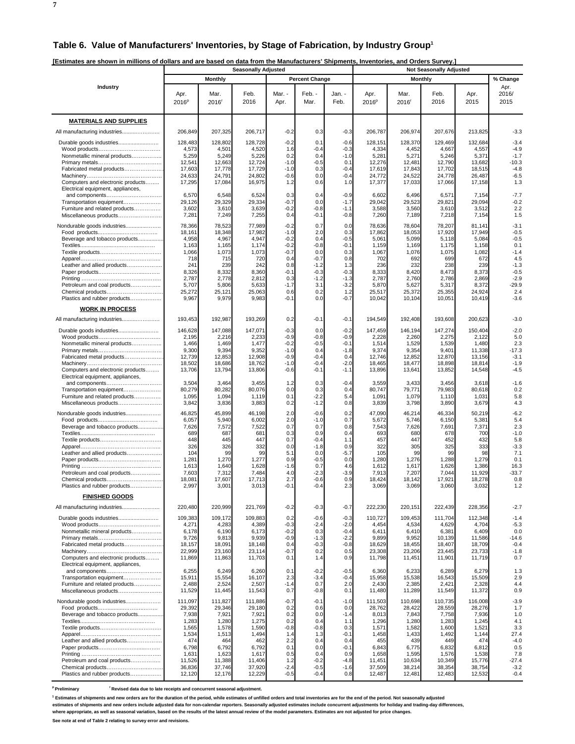## Table 6. Value of Manufacturers' Inventories, by Stage of Fabrication, by Industry Group[1]

**[Estimates are shown in millions of dollars and are based on data from the Manufacturers' Shipments, Inventories, and Orders Survey.]**

| Industry | Seasonally Adjusted | | | | | | Not Seasonally Adjusted | | | | |
|---|---|---|---|---|---|---|---|---|---|---|---|
| | Monthly | | | Percent Change | | | Monthly | | | | % Change |
| | Apr. 2016[p] | Mar. 2016[r] | Feb. 2016 | Mar. - Apr. | Feb. - Mar. | Jan. - Feb. | Apr. 2016[p] | Mar. 2016[r] | Feb. 2016 | Apr. 2015 | Apr. 2016/ 2015 |
| **MATERIALS AND SUPPLIES** | | | | | | | | | | | |
| All manufacturing industries | 206,849 | 207,325 | 206,717 | -0.2 | 0.3 | -0.3 | 206,787 | 206,974 | 207,676 | 213,825 | -3.3 |
| Durable goods industries | 128,483 | 128,802 | 128,728 | -0.2 | 0.1 | -0.6 | 128,151 | 128,370 | 129,469 | 132,684 | -3.4 |
| Wood products | 4,573 | 4,501 | 4,520 | 1.6 | -0.4 | -0.3 | 4,334 | 4,452 | 4,667 | 4,557 | -4.9 |
| Nonmetallic mineral products | 5,259 | 5,249 | 5,226 | 0.2 | 0.4 | -1.0 | 5,281 | 5,271 | 5,246 | 5,371 | -1.7 |
| Primary metals | 12,541 | 12,663 | 12,724 | -1.0 | -0.5 | 0.1 | 12,276 | 12,481 | 12,790 | 13,682 | -10.3 |
| Fabricated metal products | 17,603 | 17,778 | 17,729 | -1.0 | 0.3 | -0.4 | 17,619 | 17,843 | 17,702 | 18,515 | -4.8 |
| Machinery | 24,633 | 24,791 | 24,802 | -0.6 | 0.0 | -0.4 | 24,772 | 24,522 | 24,778 | 26,487 | -6.5 |
| Computers and electronic products | 17,295 | 17,084 | 16,975 | 1.2 | 0.6 | 1.0 | 17,377 | 17,033 | 17,066 | 17,158 | 1.3 |
| Electrical equipment, appliances, and components | 6,570 | 6,548 | 6,524 | 0.3 | 0.4 | -0.9 | 6,602 | 6,496 | 6,571 | 7,154 | -7.7 |
| Transportation equipment | 29,126 | 29,329 | 29,334 | -0.7 | 0.0 | -1.7 | 29,042 | 29,523 | 29,821 | 29,094 | -0.2 |
| Furniture and related products | 3,602 | 3,610 | 3,639 | -0.2 | -0.8 | -1.1 | 3,588 | 3,560 | 3,610 | 3,512 | 2.2 |
| Miscellaneous products | 7,281 | 7,249 | 7,255 | 0.4 | -0.1 | -0.8 | 7,260 | 7,189 | 7,218 | 7,154 | 1.5 |
| Nondurable goods industries | 78,366 | 78,523 | 77,989 | -0.2 | 0.7 | 0.0 | 78,636 | 78,604 | 78,207 | 81,141 | -3.1 |
| Food products | 18,161 | 18,348 | 17,982 | -1.0 | 2.0 | 0.3 | 17,862 | 18,053 | 17,920 | 17,949 | -0.5 |
| Beverage and tobacco products | 4,958 | 4,967 | 4,947 | -0.2 | 0.4 | -0.5 | 5,061 | 5,099 | 5,118 | 5,084 | -0.5 |
| Textiles | 1,163 | 1,165 | 1,174 | -0.2 | -0.8 | -0.1 | 1,159 | 1,169 | 1,175 | 1,158 | 0.1 |
| Textile products | 1,066 | 1,073 | 1,073 | -0.7 | 0.0 | 0.3 | 1,067 | 1,076 | 1,075 | 1,082 | -1.4 |
| Apparel | 718 | 715 | 720 | 0.4 | -0.7 | 0.8 | 702 | 692 | 699 | 672 | 4.5 |
| Leather and allied products | 241 | 239 | 242 | 0.8 | -1.2 | 1.3 | 236 | 232 | 238 | 239 | -1.3 |
| Paper products | 8,326 | 8,332 | 8,360 | -0.1 | -0.3 | -0.3 | 8,333 | 8,420 | 8,473 | 8,373 | -0.5 |
| Printing | 2,787 | 2,778 | 2,812 | 0.3 | -1.2 | -1.3 | 2,787 | 2,760 | 2,786 | 2,869 | -2.9 |
| Petroleum and coal products | 5,707 | 5,806 | 5,633 | -1.7 | 3.1 | -3.2 | 5,870 | 5,627 | 5,317 | 8,372 | -29.9 |
| Chemical products | 25,272 | 25,121 | 25,063 | 0.6 | 0.2 | 1.2 | 25,517 | 25,372 | 25,355 | 24,924 | 2.4 |
| Plastics and rubber products | 9,967 | 9,979 | 9,983 | -0.1 | 0.0 | -0.7 | 10,042 | 10,104 | 10,051 | 10,419 | -3.6 |
| **WORK IN PROCESS** | | | | | | | | | | | |
| All manufacturing industries | 193,453 | 192,987 | 193,269 | 0.2 | -0.1 | -0.1 | 194,549 | 192,408 | 193,608 | 200,623 | -3.0 |
| Durable goods industries | 146,628 | 147,088 | 147,071 | -0.3 | 0.0 | -0.2 | 147,459 | 146,194 | 147,274 | 150,404 | -2.0 |
| Wood products | 2,195 | 2,216 | 2,233 | -0.9 | -0.8 | -0.9 | 2,228 | 2,260 | 2,275 | 2,122 | 5.0 |
| Nonmetallic mineral products | 1,466 | 1,469 | 1,477 | -0.2 | -0.5 | -0.1 | 1,514 | 1,529 | 1,539 | 1,480 | 2.3 |
| Primary metals | 9,300 | 9,394 | 9,352 | -1.0 | 0.4 | -1.8 | 9,374 | 9,354 | 9,401 | 11,338 | -17.3 |
| Fabricated metal products | 12,739 | 12,853 | 12,908 | -0.9 | -0.4 | 0.4 | 12,746 | 12,852 | 12,870 | 13,156 | -3.1 |
| Machinery | 18,502 | 18,686 | 18,762 | -1.0 | -0.4 | -2.0 | 18,465 | 18,477 | 18,898 | 18,814 | -1.9 |
| Computers and electronic products | 13,706 | 13,794 | 13,806 | -0.6 | -0.1 | -1.1 | 13,896 | 13,641 | 13,852 | 14,548 | -4.5 |
| Electrical equipment, appliances, and components | 3,504 | 3,464 | 3,455 | 1.2 | 0.3 | -0.4 | 3,559 | 3,433 | 3,456 | 3,618 | -1.6 |
| Transportation equipment | 80,279 | 80,282 | 80,076 | 0.0 | 0.3 | 0.4 | 80,747 | 79,771 | 79,983 | 80,618 | 0.2 |
| Furniture and related products | 1,095 | 1,094 | 1,119 | 0.1 | -2.2 | 5.4 | 1,091 | 1,079 | 1,110 | 1,031 | 5.8 |
| Miscellaneous products | 3,842 | 3,836 | 3,883 | 0.2 | -1.2 | 0.8 | 3,839 | 3,798 | 3,890 | 3,679 | 4.3 |
| Nondurable goods industries | 46,825 | 45,899 | 46,198 | 2.0 | -0.6 | 0.2 | 47,090 | 46,214 | 46,334 | 50,219 | -6.2 |
| Food products | 6,057 | 5,940 | 6,002 | 2.0 | -1.0 | 0.7 | 5,672 | 5,746 | 6,150 | 5,381 | 5.4 |
| Beverage and tobacco products | 7,626 | 7,572 | 7,522 | 0.7 | 0.7 | 0.8 | 7,543 | 7,626 | 7,691 | 7,371 | 2.3 |
| Textiles | 689 | 687 | 681 | 0.3 | 0.9 | 0.4 | 693 | 680 | 678 | 700 | -1.0 |
| Textile products | 448 | 445 | 447 | 0.7 | -0.4 | 1.1 | 457 | 447 | 452 | 432 | 5.8 |
| Apparel | 326 | 326 | 332 | 0.0 | -1.8 | 0.9 | 322 | 305 | 325 | 333 | -3.3 |
| Leather and allied products | 104 | 99 | 99 | 5.1 | 0.0 | -5.7 | 105 | 99 | 99 | 98 | 7.1 |
| Paper products | 1,281 | 1,270 | 1,277 | 0.9 | -0.5 | 0.0 | 1,280 | 1,276 | 1,288 | 1,279 | 0.1 |
| Printing | 1,613 | 1,640 | 1,628 | -1.6 | 0.7 | 4.6 | 1,612 | 1,617 | 1,626 | 1,386 | 16.3 |
| Petroleum and coal products | 7,603 | 7,312 | 7,484 | 4.0 | -2.3 | -3.9 | 7,913 | 7,207 | 7,044 | 11,929 | -33.7 |
| Chemical products | 18,081 | 17,607 | 17,713 | 2.7 | -0.6 | 0.9 | 18,424 | 18,142 | 17,921 | 18,278 | 0.8 |
| Plastics and rubber products | 2,997 | 3,001 | 3,013 | -0.1 | -0.4 | 2.3 | 3,069 | 3,069 | 3,060 | 3,032 | 1.2 |
| **FINISHED GOODS** | | | | | | | | | | | |
| All manufacturing industries | 220,480 | 220,999 | 221,769 | -0.2 | -0.3 | -0.7 | 222,230 | 220,151 | 222,439 | 228,356 | -2.7 |
| Durable goods industries | 109,383 | 109,172 | 109,883 | 0.2 | -0.6 | -0.3 | 110,727 | 109,453 | 111,704 | 112,348 | -1.4 |
| Wood products | 4,271 | 4,283 | 4,389 | -0.3 | -2.4 | -2.0 | 4,454 | 4,534 | 4,629 | 4,704 | -5.3 |
| Nonmetallic mineral products | 6,178 | 6,190 | 6,173 | -0.2 | 0.3 | -0.4 | 6,411 | 6,410 | 6,381 | 6,409 | 0.0 |
| Primary metals | 9,726 | 9,813 | 9,939 | -0.9 | -1.3 | -2.2 | 9,899 | 9,952 | 10,139 | 11,586 | -14.6 |
| Fabricated metal products | 18,157 | 18,091 | 18,148 | 0.4 | -0.3 | -0.8 | 18,629 | 18,455 | 18,407 | 18,709 | -0.4 |
| Machinery | 22,999 | 23,160 | 23,114 | -0.7 | 0.2 | 0.5 | 23,308 | 23,206 | 23,445 | 23,733 | -1.8 |
| Computers and electronic products | 11,869 | 11,863 | 11,703 | 0.1 | 1.4 | 0.9 | 11,798 | 11,451 | 11,901 | 11,719 | 0.7 |
| Electrical equipment, appliances, and components | 6,255 | 6,249 | 6,260 | 0.1 | -0.2 | -0.5 | 6,360 | 6,233 | 6,289 | 6,279 | 1.3 |
| Transportation equipment | 15,911 | 15,554 | 16,107 | 2.3 | -3.4 | -0.4 | 15,958 | 15,538 | 16,543 | 15,509 | 2.9 |
| Furniture and related products | 2,488 | 2,524 | 2,507 | -1.4 | 0.7 | 2.0 | 2,430 | 2,385 | 2,421 | 2,328 | 4.4 |
| Miscellaneous products | 11,529 | 11,445 | 11,543 | 0.7 | -0.8 | 0.1 | 11,480 | 11,289 | 11,549 | 11,372 | 0.9 |
| Nondurable goods industries | 111,097 | 111,827 | 111,886 | -0.7 | -0.1 | -1.0 | 111,503 | 110,698 | 110,735 | 116,008 | -3.9 |
| Food products | 29,392 | 29,346 | 29,180 | 0.2 | 0.6 | 0.0 | 28,762 | 28,422 | 28,559 | 28,276 | 1.7 |
| Beverage and tobacco products | 7,938 | 7,921 | 7,921 | 0.2 | 0.0 | -1.4 | 8,013 | 7,843 | 7,758 | 7,936 | 1.0 |
| Textiles | 1,283 | 1,280 | 1,275 | 0.2 | 0.4 | 1.1 | 1,296 | 1,280 | 1,283 | 1,245 | 4.1 |
| Textile products | 1,565 | 1,578 | 1,590 | -0.8 | -0.8 | 0.3 | 1,571 | 1,582 | 1,600 | 1,521 | 3.3 |
| Apparel | 1,534 | 1,513 | 1,494 | 1.4 | 1.3 | -0.1 | 1,458 | 1,433 | 1,492 | 1,144 | 27.4 |
| Leather and allied products | 474 | 464 | 462 | 2.2 | 0.4 | 0.4 | 455 | 439 | 449 | 474 | -4.0 |
| Paper products | 6,798 | 6,792 | 6,792 | 0.1 | 0.0 | -0.1 | 6,843 | 6,775 | 6,832 | 6,812 | 0.5 |
| Printing | 1,631 | 1,623 | 1,617 | 0.5 | 0.4 | 0.9 | 1,658 | 1,595 | 1,576 | 1,538 | 7.8 |
| Petroleum and coal products | 11,526 | 11,388 | 11,406 | 1.2 | -0.2 | -4.8 | 11,451 | 10,634 | 10,349 | 15,776 | -27.4 |
| Chemical products | 36,836 | 37,746 | 37,920 | -2.4 | -0.5 | -1.6 | 37,509 | 38,214 | 38,354 | 38,754 | -3.2 |
| Plastics and rubber products | 12,120 | 12,176 | 12,229 | -0.5 | -0.4 | 0.8 | 12,487 | 12,481 | 12,483 | 12,532 | -0.4 |

[p] Preliminary [r] Revised data due to late receipts and concurrent seasonal adjustment.

[1] Estimates of shipments and new orders are for the duration of the period, while estimates of unfilled orders and total inventories are for the end of the period. Not seasonally adjusted estimates of shipments and new orders include adjusted data for non-calendar reporters. Seasonally adjusted estimates include concurrent adjustments for holiday and trading-day differences, where appropriate, as well as seasonal variation, based on the results of the latest annual review of the model parameters. Estimates are not adjusted for price changes.

See note at end of Table 2 relating to survey error and revisions.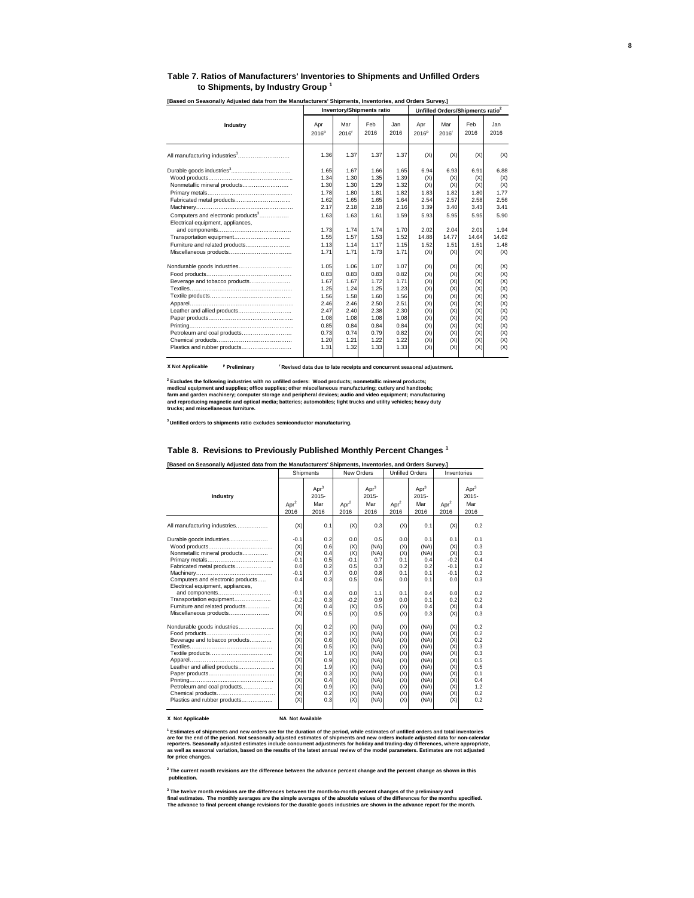## Table 7. Ratios of Manufacturers' Inventories to Shipments and Unfilled Orders to Shipments, by Industry Group [1]

**[Based on Seasonally Adjusted data from the Manufacturers' Shipments, Inventories, and Orders Survey.]**

| Industry | Inventory/Shipments ratio | | | | Unfilled Orders/Shipments ratio[2] | | | |
|---|---|---|---|---|---|---|---|---|
| | Apr 2016[p] | Mar 2016[r] | Feb 2016 | Jan 2016 | Apr 2016[p] | Mar 2016[r] | Feb 2016 | Jan 2016 |
| All manufacturing industries[3]………………………… | 1.36 | 1.37 | 1.37 | 1.37 | (X) | (X) | (X) | (X) |
| Durable goods industries[3]…………………………… | 1.65 | 1.67 | 1.66 | 1.65 | 6.94 | 6.93 | 6.91 | 6.88 |
| Wood products………………………………………… | 1.34 | 1.30 | 1.35 | 1.39 | (X) | (X) | (X) | (X) |
| Nonmetallic mineral products…………………… | 1.30 | 1.30 | 1.29 | 1.32 | (X) | (X) | (X) | (X) |
| Primary metals………………………………………… | 1.78 | 1.80 | 1.81 | 1.82 | 1.83 | 1.82 | 1.80 | 1.77 |
| Fabricated metal products………………………… | 1.62 | 1.65 | 1.65 | 1.64 | 2.54 | 2.57 | 2.58 | 2.56 |
| Machinery……………………………………………… | 2.17 | 2.18 | 2.18 | 2.16 | 3.39 | 3.40 | 3.43 | 3.41 |
| Computers and electronic products[3]……………… | 1.63 | 1.63 | 1.61 | 1.59 | 5.93 | 5.95 | 5.95 | 5.90 |
| Electrical equipment, appliances, and components………………………………… | 1.73 | 1.74 | 1.74 | 1.70 | 2.02 | 2.04 | 2.01 | 1.94 |
| Transportation equipment………………………… | 1.55 | 1.57 | 1.53 | 1.52 | 14.88 | 14.77 | 14.64 | 14.62 |
| Furniture and related products…………………… | 1.13 | 1.14 | 1.17 | 1.15 | 1.52 | 1.51 | 1.51 | 1.48 |
| Miscellaneous products…………………………… | 1.71 | 1.71 | 1.73 | 1.71 | (X) | (X) | (X) | (X) |
| Nondurable goods industries………………………… | 1.05 | 1.06 | 1.07 | 1.07 | (X) | (X) | (X) | (X) |
| Food products………………………………………… | 0.83 | 0.83 | 0.83 | 0.82 | (X) | (X) | (X) | (X) |
| Beverage and tobacco products…………………… | 1.67 | 1.67 | 1.72 | 1.71 | (X) | (X) | (X) | (X) |
| Textiles………………………………………………… | 1.25 | 1.24 | 1.25 | 1.23 | (X) | (X) | (X) | (X) |
| Textile products……………………………………… | 1.56 | 1.58 | 1.60 | 1.56 | (X) | (X) | (X) | (X) |
| Apparel………………………………………………… | 2.46 | 2.46 | 2.50 | 2.51 | (X) | (X) | (X) | (X) |
| Leather and allied products……………………… | 2.47 | 2.40 | 2.38 | 2.30 | (X) | (X) | (X) | (X) |
| Paper products……………………………………… | 1.08 | 1.08 | 1.08 | 1.08 | (X) | (X) | (X) | (X) |
| Printing………………………………………………… | 0.85 | 0.84 | 0.84 | 0.84 | (X) | (X) | (X) | (X) |
| Petroleum and coal products……………………… | 0.73 | 0.74 | 0.79 | 0.82 | (X) | (X) | (X) | (X) |
| Chemical products…………………………………… | 1.20 | 1.21 | 1.22 | 1.22 | (X) | (X) | (X) | (X) |
| Plastics and rubber products……………………… | 1.31 | 1.32 | 1.33 | 1.33 | (X) | (X) | (X) | (X) |

**X Not Applicable** **[p] Preliminary** **[r] Revised data due to late receipts and concurrent seasonal adjustment.**

**[2] Excludes the following industries with no unfilled orders: Wood products; nonmetallic mineral products; medical equipment and supplies; office supplies; other miscellaneous manufacturing; cutlery and handtools; farm and garden machinery; computer storage and peripheral devices; audio and video equipment; manufacturing and reproducing magnetic and optical media; batteries; automobiles; light trucks and utility vehicles; heavy duty trucks; and miscellaneous furniture.**

**[3] Unfilled orders to shipments ratio excludes semiconductor manufacturing.**

## Table 8. Revisions to Previously Published Monthly Percent Changes [1]

**[Based on Seasonally Adjusted data from the Manufacturers' Shipments, Inventories, and Orders Survey.]**

| Industry | Shipments | | New Orders | | Unfilled Orders | | Inventories | |
|---|---|---|---|---|---|---|---|---|
| | Apr[2] 2016 | Apr[3] 2015-Mar 2016 | Apr[2] 2016 | Apr[3] 2015-Mar 2016 | Apr[2] 2016 | Apr[3] 2015-Mar 2016 | Apr[2] 2016 | Apr[3] 2015-Mar 2016 |
| All manufacturing industries……………… | (X) | 0.1 | (X) | 0.3 | (X) | 0.1 | (X) | 0.2 |
| Durable goods industries…………………… | -0.1 | 0.2 | 0.0 | 0.5 | 0.0 | 0.1 | 0.1 | 0.1 |
| Wood products……………………………… | (X) | 0.6 | (X) | (NA) | (X) | (NA) | (X) | 0.3 |
| Nonmetallic mineral products…………… | (X) | 0.4 | (X) | (NA) | (X) | (NA) | (X) | 0.3 |
| Primary metals……………………………… | -0.1 | 0.5 | -0.1 | 0.7 | 0.1 | 0.4 | -0.2 | 0.4 |
| Fabricated metal products………………… | 0.0 | 0.2 | 0.5 | 0.3 | 0.2 | 0.2 | -0.1 | 0.2 |
| Machinery…………………………………… | -0.1 | 0.7 | 0.0 | 0.8 | 0.1 | 0.1 | -0.1 | 0.2 |
| Computers and electronic products……… | 0.4 | 0.3 | 0.5 | 0.6 | 0.0 | 0.1 | 0.0 | 0.3 |
| Electrical equipment, appliances, and components……………………… | -0.1 | 0.4 | 0.0 | 1.1 | 0.1 | 0.4 | 0.0 | 0.2 |
| Transportation equipment………………… | -0.2 | 0.3 | -0.2 | 0.9 | 0.0 | 0.1 | 0.2 | 0.2 |
| Furniture and related products…………… | (X) | 0.4 | (X) | 0.5 | (X) | 0.4 | (X) | 0.4 |
| Miscellaneous products…………………… | (X) | 0.5 | (X) | 0.5 | (X) | 0.3 | (X) | 0.3 |
| Nondurable goods industries……………… | (X) | 0.2 | (X) | (NA) | (X) | (NA) | (X) | 0.2 |
| Food products……………………………… | (X) | 0.2 | (X) | (NA) | (X) | (NA) | (X) | 0.2 |
| Beverage and tobacco products………… | (X) | 0.6 | (X) | (NA) | (X) | (NA) | (X) | 0.2 |
| Textiles……………………………………… | (X) | 0.5 | (X) | (NA) | (X) | (NA) | (X) | 0.3 |
| Textile products…………………………… | (X) | 1.0 | (X) | (NA) | (X) | (NA) | (X) | 0.3 |
| Apparel……………………………………… | (X) | 0.9 | (X) | (NA) | (X) | (NA) | (X) | 0.5 |
| Leather and allied products……………… | (X) | 1.9 | (X) | (NA) | (X) | (NA) | (X) | 0.5 |
| Paper products……………………………… | (X) | 0.3 | (X) | (NA) | (X) | (NA) | (X) | 0.1 |
| Printing……………………………………… | (X) | 0.4 | (X) | (NA) | (X) | (NA) | (X) | 0.4 |
| Petroleum and coal products…………… | (X) | 0.9 | (X) | (NA) | (X) | (NA) | (X) | 1.2 |
| Chemical products………………………… | (X) | 0.2 | (X) | (NA) | (X) | (NA) | (X) | 0.2 |
| Plastics and rubber products……………… | (X) | 0.3 | (X) | (NA) | (X) | (NA) | (X) | 0.2 |

**X Not Applicable** **NA Not Available**

**[1] Estimates of shipments and new orders are for the duration of the period, while estimates of unfilled orders and total inventories are for the end of the period. Not seasonally adjusted estimates of shipments and new orders include adjusted data for non-calendar reporters. Seasonally adjusted estimates include concurrent adjustments for holiday and trading-day differences, where appropriate, as well as seasonal variation, based on the results of the latest annual review of the model parameters. Estimates are not adjusted for price changes.**

**[2] The current month revisions are the difference between the advance percent change and the percent change as shown in this publication.**

**[3] The twelve month revisions are the differences between the month-to-month percent changes of the preliminary and final estimates. The monthly averages are the simple averages of the absolute values of the differences for the months specified. The advance to final percent change revisions for the durable goods industries are shown in the advance report for the month.**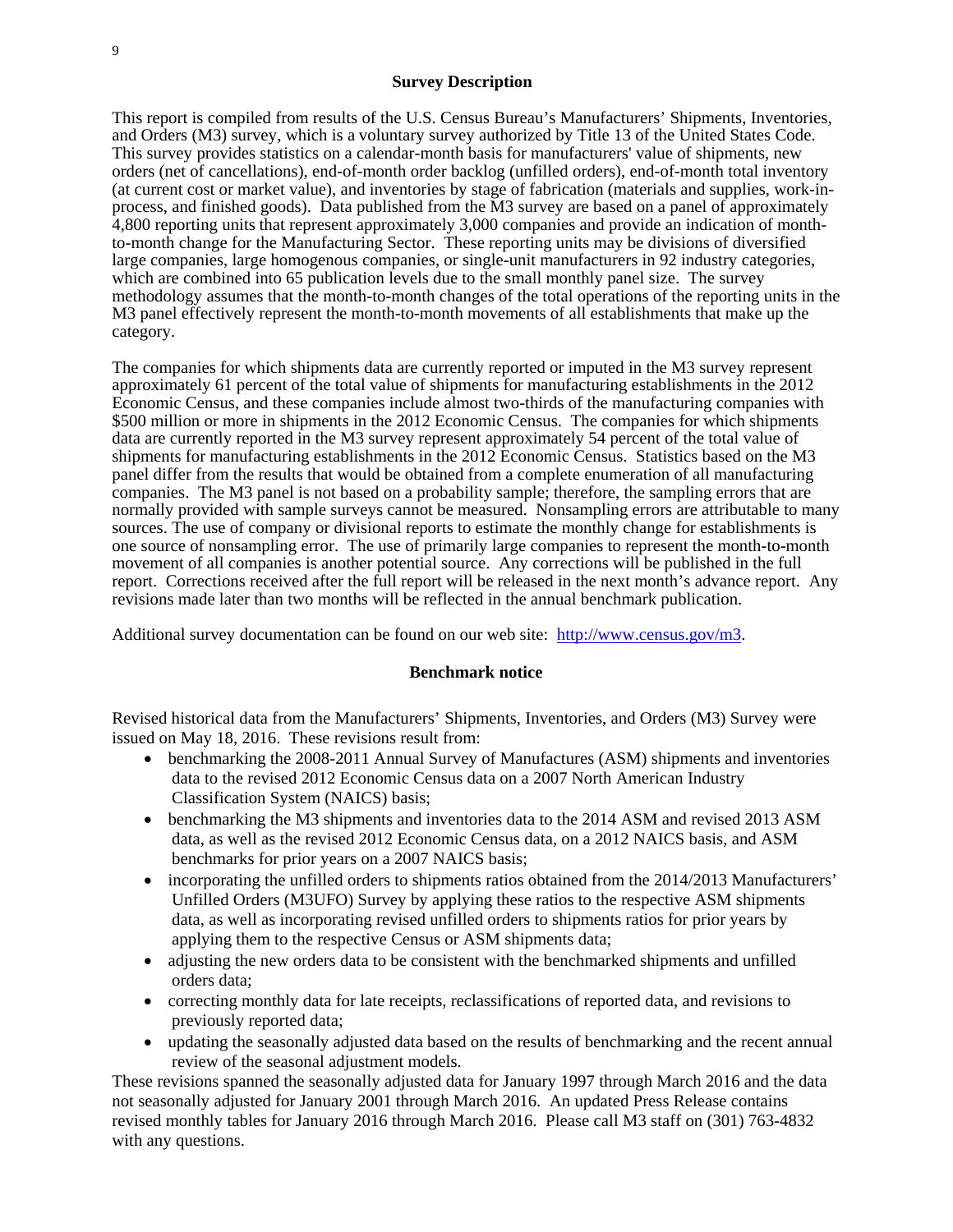## Survey Description

This report is compiled from results of the U.S. Census Bureau's Manufacturers' Shipments, Inventories, and Orders (M3) survey, which is a voluntary survey authorized by Title 13 of the United States Code. This survey provides statistics on a calendar-month basis for manufacturers' value of shipments, new orders (net of cancellations), end-of-month order backlog (unfilled orders), end-of-month total inventory (at current cost or market value), and inventories by stage of fabrication (materials and supplies, work-in-process, and finished goods). Data published from the M3 survey are based on a panel of approximately 4,800 reporting units that represent approximately 3,000 companies and provide an indication of month-to-month change for the Manufacturing Sector. These reporting units may be divisions of diversified large companies, large homogenous companies, or single-unit manufacturers in 92 industry categories, which are combined into 65 publication levels due to the small monthly panel size. The survey methodology assumes that the month-to-month changes of the total operations of the reporting units in the M3 panel effectively represent the month-to-month movements of all establishments that make up the category.

The companies for which shipments data are currently reported or imputed in the M3 survey represent approximately 61 percent of the total value of shipments for manufacturing establishments in the 2012 Economic Census, and these companies include almost two-thirds of the manufacturing companies with $500 million or more in shipments in the 2012 Economic Census. The companies for which shipments data are currently reported in the M3 survey represent approximately 54 percent of the total value of shipments for manufacturing establishments in the 2012 Economic Census. Statistics based on the M3 panel differ from the results that would be obtained from a complete enumeration of all manufacturing companies. The M3 panel is not based on a probability sample; therefore, the sampling errors that are normally provided with sample surveys cannot be measured. Nonsampling errors are attributable to many sources. The use of company or divisional reports to estimate the monthly change for establishments is one source of nonsampling error. The use of primarily large companies to represent the month-to-month movement of all companies is another potential source. Any corrections will be published in the full report. Corrections received after the full report will be released in the next month's advance report. Any revisions made later than two months will be reflected in the annual benchmark publication.

Additional survey documentation can be found on our web site: http://www.census.gov/m3.

## Benchmark notice

Revised historical data from the Manufacturers' Shipments, Inventories, and Orders (M3) Survey were issued on May 18, 2016. These revisions result from:

- benchmarking the 2008-2011 Annual Survey of Manufactures (ASM) shipments and inventories data to the revised 2012 Economic Census data on a 2007 North American Industry Classification System (NAICS) basis;
- benchmarking the M3 shipments and inventories data to the 2014 ASM and revised 2013 ASM data, as well as the revised 2012 Economic Census data, on a 2012 NAICS basis, and ASM benchmarks for prior years on a 2007 NAICS basis;
- incorporating the unfilled orders to shipments ratios obtained from the 2014/2013 Manufacturers' Unfilled Orders (M3UFO) Survey by applying these ratios to the respective ASM shipments data, as well as incorporating revised unfilled orders to shipments ratios for prior years by applying them to the respective Census or ASM shipments data;
- adjusting the new orders data to be consistent with the benchmarked shipments and unfilled orders data;
- correcting monthly data for late receipts, reclassifications of reported data, and revisions to previously reported data;
- updating the seasonally adjusted data based on the results of benchmarking and the recent annual review of the seasonal adjustment models.

These revisions spanned the seasonally adjusted data for January 1997 through March 2016 and the data not seasonally adjusted for January 2001 through March 2016. An updated Press Release contains revised monthly tables for January 2016 through March 2016. Please call M3 staff on (301) 763-4832 with any questions.